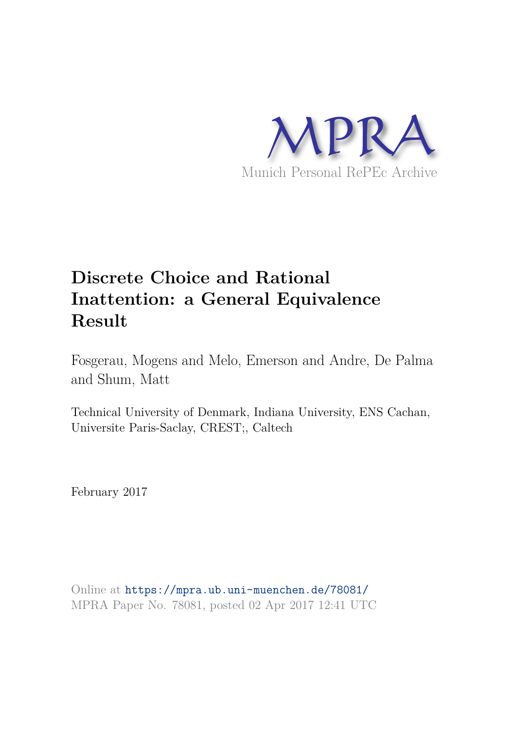MPRA

Munich Personal RePEc Archive

# Discrete Choice and Rational Inattention: a General Equivalence Result

Fosgerau, Mogens and Melo, Emerson and Andre, De Palma and Shum, Matt

Technical University of Denmark, Indiana University, ENS Cachan, Universite Paris-Saclay, CREST;, Caltech

February 2017

Online at https://mpra.ub.uni-muenchen.de/78081/
MPRA Paper No. 78081, posted 02 Apr 2017 12:41 UTC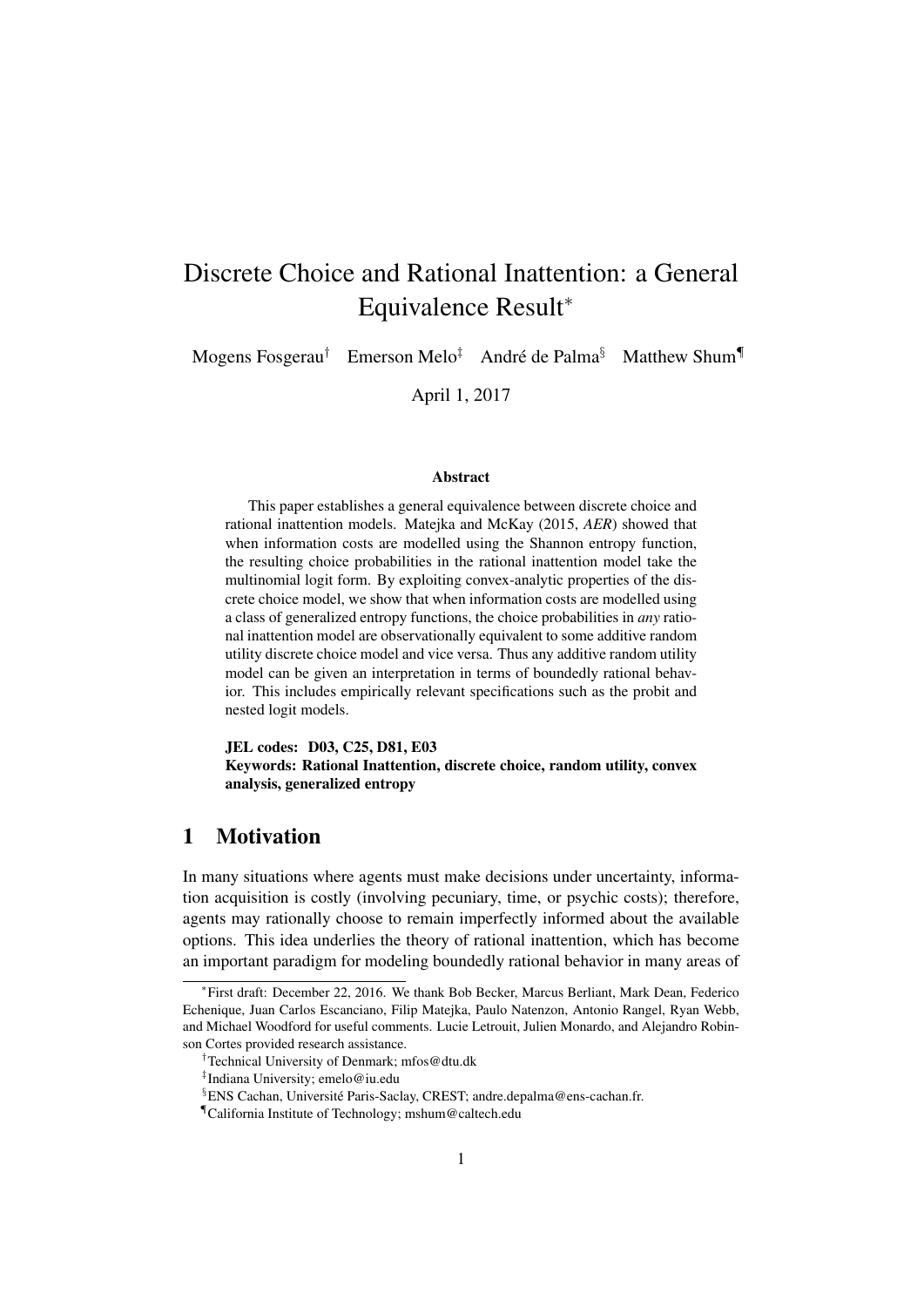# Discrete Choice and Rational Inattention: a General Equivalence Result*

Mogens Fosgerau† Emerson Melo‡ André de Palma§ Matthew Shum¶

April 1, 2017

### Abstract

This paper establishes a general equivalence between discrete choice and rational inattention models. Matejka and McKay (2015, *AER*) showed that when information costs are modelled using the Shannon entropy function, the resulting choice probabilities in the rational inattention model take the multinomial logit form. By exploiting convex-analytic properties of the discrete choice model, we show that when information costs are modelled using a class of generalized entropy functions, the choice probabilities in *any* rational inattention model are observationally equivalent to some additive random utility discrete choice model and vice versa. Thus any additive random utility model can be given an interpretation in terms of boundedly rational behavior. This includes empirically relevant specifications such as the probit and nested logit models.

**JEL codes: D03, C25, D81, E03**
**Keywords: Rational Inattention, discrete choice, random utility, convex analysis, generalized entropy**

## 1 Motivation

In many situations where agents must make decisions under uncertainty, information acquisition is costly (involving pecuniary, time, or psychic costs); therefore, agents may rationally choose to remain imperfectly informed about the available options. This idea underlies the theory of rational inattention, which has become an important paradigm for modeling boundedly rational behavior in many areas of

---

*First draft: December 22, 2016. We thank Bob Becker, Marcus Berliant, Mark Dean, Federico Echenique, Juan Carlos Escanciano, Filip Matejka, Paulo Natenzon, Antonio Rangel, Ryan Webb, and Michael Woodford for useful comments. Lucie Letrouit, Julien Monardo, and Alejandro Robinson Cortes provided research assistance.

†Technical University of Denmark; mfos@dtu.dk

‡Indiana University; emelo@iu.edu

§ENS Cachan, Université Paris-Saclay, CREST; andre.depalma@ens-cachan.fr.

¶California Institute of Technology; mshum@caltech.edu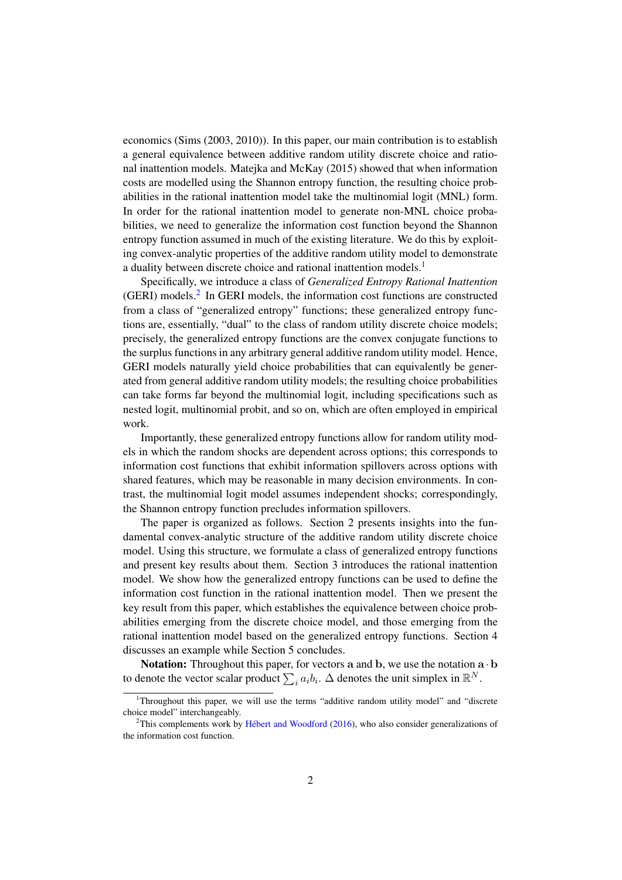economics (Sims (2003, 2010)). In this paper, our main contribution is to establish a general equivalence between additive random utility discrete choice and rational inattention models. Matejka and McKay (2015) showed that when information costs are modelled using the Shannon entropy function, the resulting choice probabilities in the rational inattention model take the multinomial logit (MNL) form. In order for the rational inattention model to generate non-MNL choice probabilities, we need to generalize the information cost function beyond the Shannon entropy function assumed in much of the existing literature. We do this by exploiting convex-analytic properties of the additive random utility model to demonstrate a duality between discrete choice and rational inattention models.[1]

Specifically, we introduce a class of *Generalized Entropy Rational Inattention* (GERI) models.[2] In GERI models, the information cost functions are constructed from a class of "generalized entropy" functions; these generalized entropy functions are, essentially, "dual" to the class of random utility discrete choice models; precisely, the generalized entropy functions are the convex conjugate functions to the surplus functions in any arbitrary general additive random utility model. Hence, GERI models naturally yield choice probabilities that can equivalently be generated from general additive random utility models; the resulting choice probabilities can take forms far beyond the multinomial logit, including specifications such as nested logit, multinomial probit, and so on, which are often employed in empirical work.

Importantly, these generalized entropy functions allow for random utility models in which the random shocks are dependent across options; this corresponds to information cost functions that exhibit information spillovers across options with shared features, which may be reasonable in many decision environments. In contrast, the multinomial logit model assumes independent shocks; correspondingly, the Shannon entropy function precludes information spillovers.

The paper is organized as follows. Section 2 presents insights into the fundamental convex-analytic structure of the additive random utility discrete choice model. Using this structure, we formulate a class of generalized entropy functions and present key results about them. Section 3 introduces the rational inattention model. We show how the generalized entropy functions can be used to define the information cost function in the rational inattention model. Then we present the key result from this paper, which establishes the equivalence between choice probabilities emerging from the discrete choice model, and those emerging from the rational inattention model based on the generalized entropy functions. Section 4 discusses an example while Section 5 concludes.

**Notation:** Throughout this paper, for vectors $\mathbf{a}$ and $\mathbf{b}$, we use the notation $\mathbf{a} \cdot \mathbf{b}$ to denote the vector scalar product $\sum_i a_i b_i$. $\Delta$ denotes the unit simplex in $\mathbb{R}^N$.

[1] Throughout this paper, we will use the terms "additive random utility model" and "discrete choice model" interchangeably.

[2] This complements work by Hébert and Woodford (2016), who also consider generalizations of the information cost function.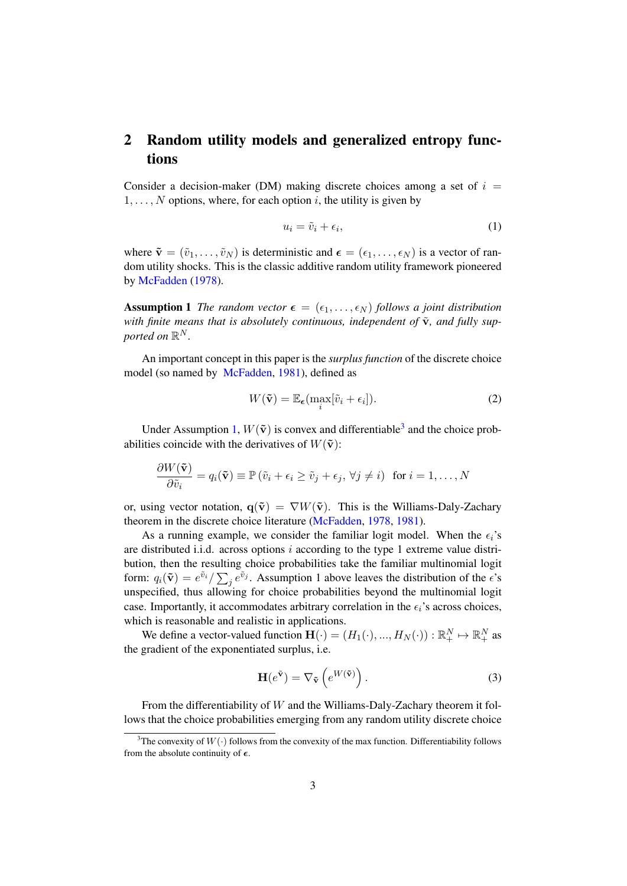## 2 Random utility models and generalized entropy functions

Consider a decision-maker (DM) making discrete choices among a set of $i = 1, \ldots, N$ options, where, for each option $i$, the utility is given by

$$u_i = \tilde{v}_i + \epsilon_i, \tag{1}$$

where $\tilde{\mathbf{v}} = (\tilde{v}_1, \ldots, \tilde{v}_N)$ is deterministic and $\boldsymbol{\epsilon} = (\epsilon_1, \ldots, \epsilon_N)$ is a vector of random utility shocks. This is the classic additive random utility framework pioneered by McFadden (1978).

**Assumption 1** *The random vector $\boldsymbol{\epsilon} = (\epsilon_1, \ldots, \epsilon_N)$ follows a joint distribution with finite means that is absolutely continuous, independent of $\tilde{\mathbf{v}}$, and fully supported on $\mathbb{R}^N$.*

An important concept in this paper is the *surplus function* of the discrete choice model (so named by McFadden, 1981), defined as

$$W(\tilde{\mathbf{v}}) = \mathbb{E}_{\boldsymbol{\epsilon}}(\max_i [\tilde{v}_i + \epsilon_i]). \tag{2}$$

Under Assumption 1, $W(\tilde{\mathbf{v}})$ is convex and differentiable[3] and the choice probabilities coincide with the derivatives of $W(\tilde{\mathbf{v}})$:

$$\frac{\partial W(\tilde{\mathbf{v}})}{\partial \tilde{v}_i} = q_i(\tilde{\mathbf{v}}) \equiv \mathbb{P}\left(\tilde{v}_i + \epsilon_i \geq \tilde{v}_j + \epsilon_j, \forall j \neq i\right) \quad \text{for } i = 1, \ldots, N$$

or, using vector notation, $\mathbf{q}(\tilde{\mathbf{v}}) = \nabla W(\tilde{\mathbf{v}})$. This is the Williams-Daly-Zachary theorem in the discrete choice literature (McFadden, 1978, 1981).

As a running example, we consider the familiar logit model. When the $\epsilon_i$'s are distributed i.i.d. across options $i$ according to the type 1 extreme value distribution, then the resulting choice probabilities take the familiar multinomial logit form: $q_i(\tilde{\mathbf{v}}) = e^{\tilde{v}_i} / \sum_j e^{\tilde{v}_j}$. Assumption 1 above leaves the distribution of the $\epsilon$'s unspecified, thus allowing for choice probabilities beyond the multinomial logit case. Importantly, it accommodates arbitrary correlation in the $\epsilon_i$'s across choices, which is reasonable and realistic in applications.

We define a vector-valued function $\mathbf{H}(\cdot) = (H_1(\cdot), ..., H_N(\cdot)) : \mathbb{R}^N_+ \mapsto \mathbb{R}^N_+$ as the gradient of the exponentiated surplus, i.e.

$$\mathbf{H}(e^{\tilde{\mathbf{v}}}) = \nabla_{\tilde{\mathbf{v}}} \left(e^{W(\tilde{\mathbf{v}})}\right). \tag{3}$$

From the differentiability of $W$ and the Williams-Daly-Zachary theorem it follows that the choice probabilities emerging from any random utility discrete choice

[3] The convexity of $W(\cdot)$ follows from the convexity of the max function. Differentiability follows from the absolute continuity of $\boldsymbol{\epsilon}$.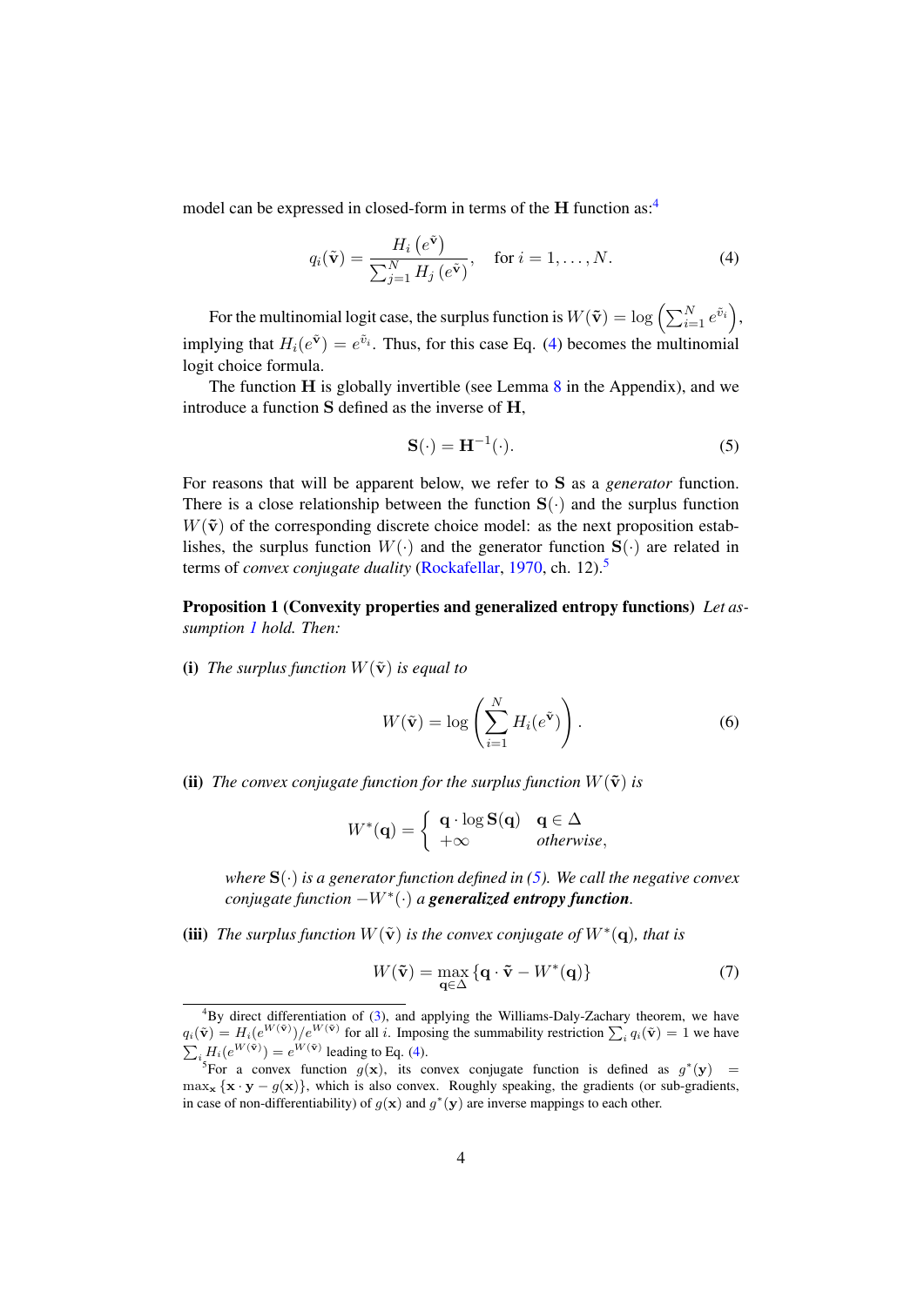model can be expressed in closed-form in terms of the $\mathbf{H}$ function as:[4]

$$q_i(\tilde{\mathbf{v}}) = \frac{H_i\left(e^{\tilde{\mathbf{v}}}\right)}{\sum_{j=1}^{N} H_j\left(e^{\tilde{\mathbf{v}}}\right)}, \quad \text{for } i = 1, \ldots, N. \tag{4}$$

For the multinomial logit case, the surplus function is $W(\tilde{\mathbf{v}}) = \log\left(\sum_{i=1}^{N} e^{\tilde{v}_i}\right)$, implying that $H_i(e^{\tilde{\mathbf{v}}}) = e^{\tilde{v}_i}$. Thus, for this case Eq. (4) becomes the multinomial logit choice formula.

The function $\mathbf{H}$ is globally invertible (see Lemma 8 in the Appendix), and we introduce a function $\mathbf{S}$ defined as the inverse of $\mathbf{H}$,

$$\mathbf{S}(\cdot) = \mathbf{H}^{-1}(\cdot). \tag{5}$$

For reasons that will be apparent below, we refer to $\mathbf{S}$ as a *generator* function. There is a close relationship between the function $\mathbf{S}(\cdot)$ and the surplus function $W(\tilde{\mathbf{v}})$ of the corresponding discrete choice model: as the next proposition establishes, the surplus function $W(\cdot)$ and the generator function $\mathbf{S}(\cdot)$ are related in terms of *convex conjugate duality* (Rockafellar, 1970, ch. 12).[5]

**Proposition 1 (Convexity properties and generalized entropy functions)** *Let assumption 1 hold. Then:*

**(i)** *The surplus function $W(\tilde{\mathbf{v}})$ is equal to*

$$W(\tilde{\mathbf{v}}) = \log\left(\sum_{i=1}^{N} H_i(e^{\tilde{\mathbf{v}}})\right). \tag{6}$$

**(ii)** *The convex conjugate function for the surplus function $W(\tilde{\mathbf{v}})$ is*

$$W^*(\mathbf{q}) = \begin{cases} \mathbf{q} \cdot \log \mathbf{S}(\mathbf{q}) & \mathbf{q} \in \Delta \\ +\infty & \textit{otherwise}, \end{cases}$$

*where $\mathbf{S}(\cdot)$ is a generator function defined in (5). We call the negative convex conjugate function $-W^*(\cdot)$ a **generalized entropy function**.*

**(iii)** *The surplus function $W(\tilde{\mathbf{v}})$ is the convex conjugate of $W^*(\mathbf{q})$, that is*

$$W(\tilde{\mathbf{v}}) = \max_{\mathbf{q} \in \Delta} \{\mathbf{q} \cdot \tilde{\mathbf{v}} - W^*(\mathbf{q})\} \tag{7}$$

---

[4] By direct differentiation of (3), and applying the Williams-Daly-Zachary theorem, we have $q_i(\tilde{\mathbf{v}}) = H_i(e^{W(\tilde{\mathbf{v}})})/e^{W(\tilde{\mathbf{v}})}$ for all $i$. Imposing the summability restriction $\sum_i q_i(\tilde{\mathbf{v}}) = 1$ we have $\sum_i H_i(e^{W(\tilde{\mathbf{v}})}) = e^{W(\tilde{\mathbf{v}})}$ leading to Eq. (4).

[5] For a convex function $g(\mathbf{x})$, its convex conjugate function is defined as $g^*(\mathbf{y}) = \max_{\mathbf{x}} \{\mathbf{x} \cdot \mathbf{y} - g(\mathbf{x})\}$, which is also convex. Roughly speaking, the gradients (or sub-gradients, in case of non-differentiability) of $g(\mathbf{x})$ and $g^*(\mathbf{y})$ are inverse mappings to each other.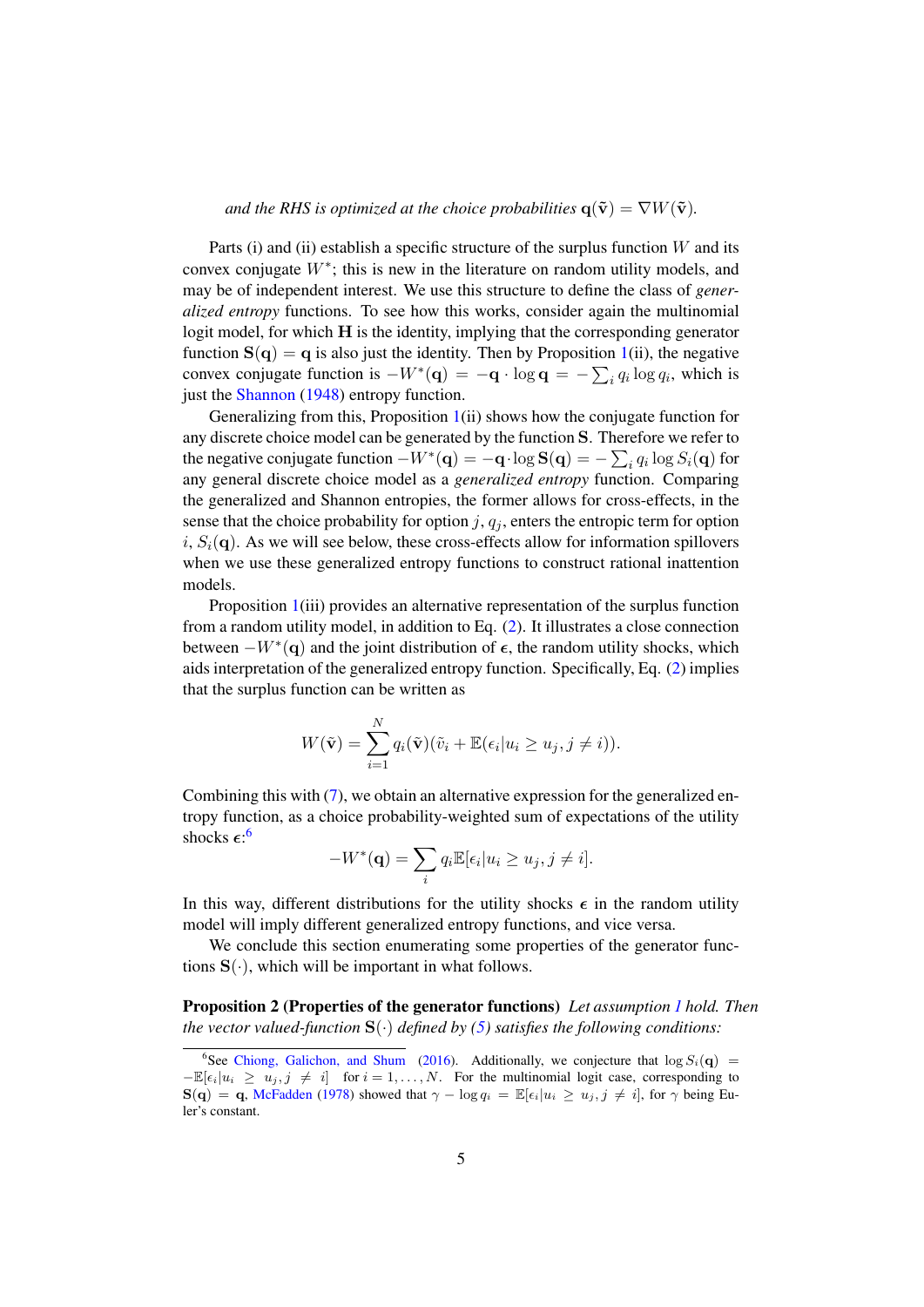*and the RHS is optimized at the choice probabilities $\mathbf{q}(\tilde{\mathbf{v}}) = \nabla W(\tilde{\mathbf{v}})$.*

Parts (i) and (ii) establish a specific structure of the surplus function $W$ and its convex conjugate $W^*$; this is new in the literature on random utility models, and may be of independent interest. We use this structure to define the class of *generalized entropy* functions. To see how this works, consider again the multinomial logit model, for which $\mathbf{H}$ is the identity, implying that the corresponding generator function $\mathbf{S}(\mathbf{q}) = \mathbf{q}$ is also just the identity. Then by Proposition 1(ii), the negative convex conjugate function is $-W^*(\mathbf{q}) = -\mathbf{q} \cdot \log \mathbf{q} = -\sum_i q_i \log q_i$, which is just the Shannon (1948) entropy function.

Generalizing from this, Proposition 1(ii) shows how the conjugate function for any discrete choice model can be generated by the function $\mathbf{S}$. Therefore we refer to the negative conjugate function $-W^*(\mathbf{q}) = -\mathbf{q} \cdot \log \mathbf{S}(\mathbf{q}) = -\sum_i q_i \log S_i(\mathbf{q})$ for any general discrete choice model as a *generalized entropy* function. Comparing the generalized and Shannon entropies, the former allows for cross-effects, in the sense that the choice probability for option $j$, $q_j$, enters the entropic term for option $i$, $S_i(\mathbf{q})$. As we will see below, these cross-effects allow for information spillovers when we use these generalized entropy functions to construct rational inattention models.

Proposition 1(iii) provides an alternative representation of the surplus function from a random utility model, in addition to Eq. (2). It illustrates a close connection between $-W^*(\mathbf{q})$ and the joint distribution of $\boldsymbol{\epsilon}$, the random utility shocks, which aids interpretation of the generalized entropy function. Specifically, Eq. (2) implies that the surplus function can be written as

$$W(\tilde{\mathbf{v}}) = \sum_{i=1}^{N} q_i(\tilde{\mathbf{v}})(\tilde{v}_i + \mathbb{E}(\epsilon_i | u_i \geq u_j, j \neq i)).$$

Combining this with (7), we obtain an alternative expression for the generalized entropy function, as a choice probability-weighted sum of expectations of the utility shocks $\boldsymbol{\epsilon}$:[6]

$$-W^*(\mathbf{q}) = \sum_i q_i \mathbb{E}[\epsilon_i | u_i \geq u_j, j \neq i].$$

In this way, different distributions for the utility shocks $\boldsymbol{\epsilon}$ in the random utility model will imply different generalized entropy functions, and vice versa.

We conclude this section enumerating some properties of the generator functions $\mathbf{S}(\cdot)$, which will be important in what follows.

**Proposition 2 (Properties of the generator functions)** *Let assumption 1 hold. Then the vector valued-function $\mathbf{S}(\cdot)$ defined by (5) satisfies the following conditions:*

---

[6] See Chiong, Galichon, and Shum (2016). Additionally, we conjecture that $\log S_i(\mathbf{q}) = -\mathbb{E}[\epsilon_i | u_i \geq u_j, j \neq i]$ for $i = 1, \dots, N$. For the multinomial logit case, corresponding to $\mathbf{S}(\mathbf{q}) = \mathbf{q}$, McFadden (1978) showed that $\gamma - \log q_i = \mathbb{E}[\epsilon_i | u_i \geq u_j, j \neq i]$, for $\gamma$ being Euler's constant.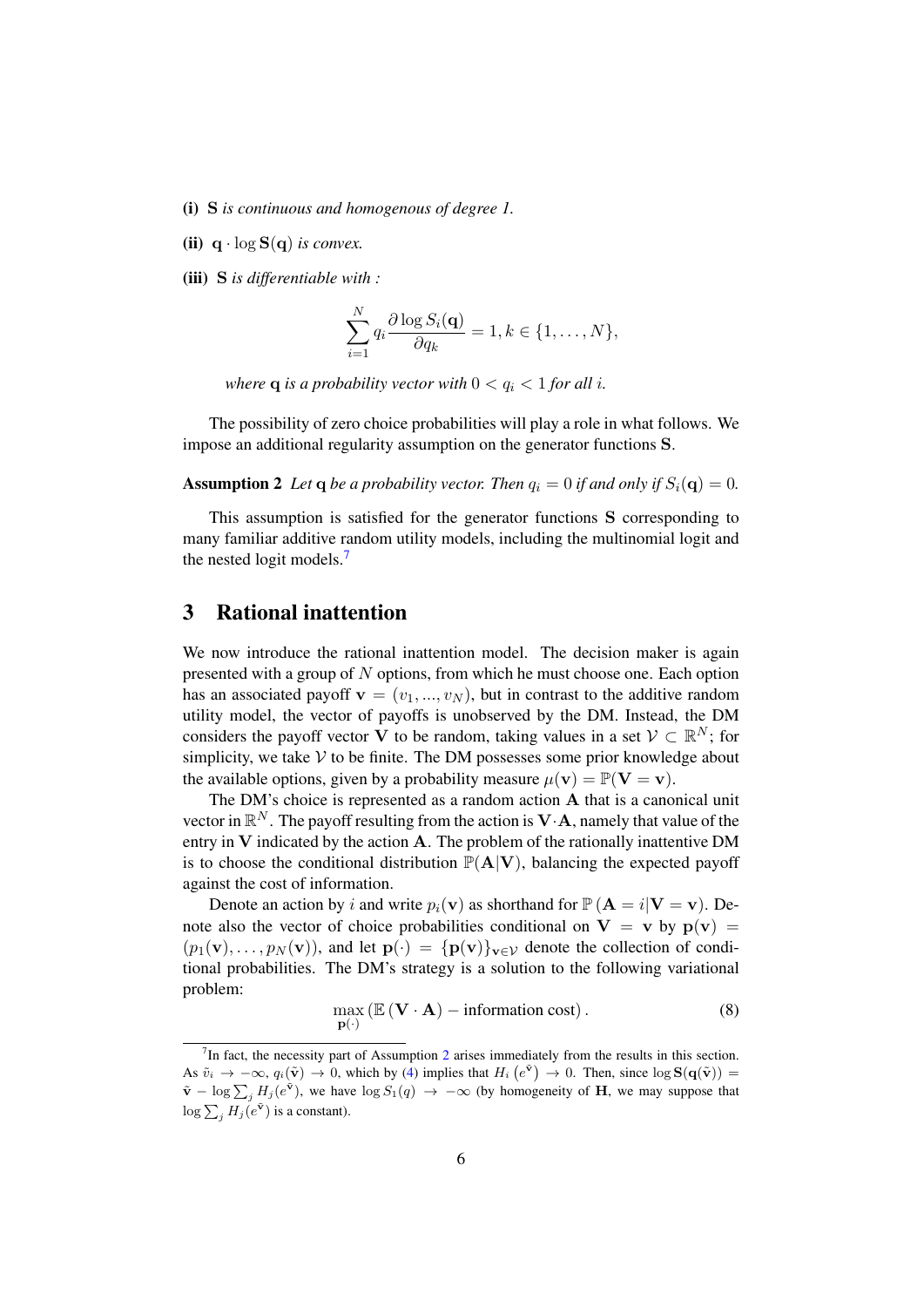**(i)** $\mathbf{S}$ *is continuous and homogenous of degree 1.*

**(ii)** $\mathbf{q} \cdot \log \mathbf{S}(\mathbf{q})$ *is convex.*

**(iii)** $\mathbf{S}$ *is differentiable with :*

$$\sum_{i=1}^{N} q_i \frac{\partial \log S_i(\mathbf{q})}{\partial q_k} = 1, k \in \{1, \ldots, N\},$$

*where* $\mathbf{q}$ *is a probability vector with* $0 < q_i < 1$ *for all* $i$.

The possibility of zero choice probabilities will play a role in what follows. We impose an additional regularity assumption on the generator functions $\mathbf{S}$.

**Assumption 2** *Let* $\mathbf{q}$ *be a probability vector. Then* $q_i = 0$ *if and only if* $S_i(\mathbf{q}) = 0$.

This assumption is satisfied for the generator functions $\mathbf{S}$ corresponding to many familiar additive random utility models, including the multinomial logit and the nested logit models.[7]

# 3 Rational inattention

We now introduce the rational inattention model. The decision maker is again presented with a group of $N$ options, from which he must choose one. Each option has an associated payoff $\mathbf{v} = (v_1, ..., v_N)$, but in contrast to the additive random utility model, the vector of payoffs is unobserved by the DM. Instead, the DM considers the payoff vector $\mathbf{V}$ to be random, taking values in a set $\mathcal{V} \subset \mathbb{R}^N$; for simplicity, we take $\mathcal{V}$ to be finite. The DM possesses some prior knowledge about the available options, given by a probability measure $\mu(\mathbf{v}) = \mathbb{P}(\mathbf{V} = \mathbf{v})$.

The DM's choice is represented as a random action $\mathbf{A}$ that is a canonical unit vector in $\mathbb{R}^N$. The payoff resulting from the action is $\mathbf{V} \cdot \mathbf{A}$, namely that value of the entry in $\mathbf{V}$ indicated by the action $\mathbf{A}$. The problem of the rationally inattentive DM is to choose the conditional distribution $\mathbb{P}(\mathbf{A}|\mathbf{V})$, balancing the expected payoff against the cost of information.

Denote an action by $i$ and write $p_i(\mathbf{v})$ as shorthand for $\mathbb{P}(\mathbf{A} = i | \mathbf{V} = \mathbf{v})$. Denote also the vector of choice probabilities conditional on $\mathbf{V} = \mathbf{v}$ by $\mathbf{p}(\mathbf{v}) = (p_1(\mathbf{v}), \ldots, p_N(\mathbf{v}))$, and let $\mathbf{p}(\cdot) = \{\mathbf{p}(\mathbf{v})\}_{\mathbf{v} \in \mathcal{V}}$ denote the collection of conditional probabilities. The DM's strategy is a solution to the following variational problem:

$$\max_{\mathbf{p}(\cdot)} \left( \mathbb{E} \left( \mathbf{V} \cdot \mathbf{A} \right) - \text{information cost} \right). \tag{8}$$

[7] In fact, the necessity part of Assumption 2 arises immediately from the results in this section. As $\tilde{v}_i \to -\infty$, $q_i(\tilde{\mathbf{v}}) \to 0$, which by (4) implies that $H_i\left(e^{\tilde{\mathbf{v}}}\right) \to 0$. Then, since $\log \mathbf{S}(\mathbf{q}(\tilde{\mathbf{v}})) = \tilde{\mathbf{v}} - \log \sum_j H_j(e^{\tilde{\mathbf{v}}})$, we have $\log S_1(q) \to -\infty$ (by homogeneity of $\mathbf{H}$, we may suppose that $\log \sum_j H_j(e^{\tilde{\mathbf{v}}})$ is a constant).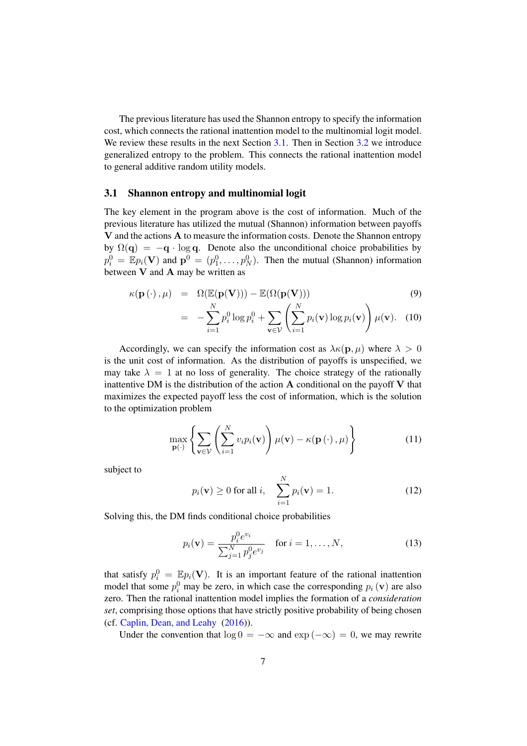The previous literature has used the Shannon entropy to specify the information cost, which connects the rational inattention model to the multinomial logit model. We review these results in the next Section 3.1. Then in Section 3.2 we introduce generalized entropy to the problem. This connects the rational inattention model to general additive random utility models.

## 3.1 Shannon entropy and multinomial logit

The key element in the program above is the cost of information. Much of the previous literature has utilized the mutual (Shannon) information between payoffs $\mathbf{V}$ and the actions $\mathbf{A}$ to measure the information costs. Denote the Shannon entropy by $\Omega(\mathbf{q}) = -\mathbf{q} \cdot \log \mathbf{q}$. Denote also the unconditional choice probabilities by $p_i^0 = \mathbb{E} p_i(\mathbf{V})$ and $\mathbf{p}^0 = (p_1^0, \dots, p_N^0)$. Then the mutual (Shannon) information between $\mathbf{V}$ and $\mathbf{A}$ may be written as

$$
\begin{aligned}
\kappa(\mathbf{p}(\cdot), \mu) &= \Omega(\mathbb{E}(\mathbf{p}(\mathbf{V}))) - \mathbb{E}(\Omega(\mathbf{p}(\mathbf{V}))) \qquad (9) \\
&= -\sum_{i=1}^{N} p_i^0 \log p_i^0 + \sum_{\mathbf{v} \in \mathcal{V}} \left( \sum_{i=1}^{N} p_i(\mathbf{v}) \log p_i(\mathbf{v}) \right) \mu(\mathbf{v}). \qquad (10)
\end{aligned}
$$

Accordingly, we can specify the information cost as $\lambda \kappa(\mathbf{p}, \mu)$ where $\lambda > 0$ is the unit cost of information. As the distribution of payoffs is unspecified, we may take $\lambda = 1$ at no loss of generality. The choice strategy of the rationally inattentive DM is the distribution of the action $\mathbf{A}$ conditional on the payoff $\mathbf{V}$ that maximizes the expected payoff less the cost of information, which is the solution to the optimization problem

$$
\max_{\mathbf{p}(\cdot)} \left\{ \sum_{\mathbf{v} \in \mathcal{V}} \left( \sum_{i=1}^{N} v_i p_i(\mathbf{v}) \right) \mu(\mathbf{v}) - \kappa(\mathbf{p}(\cdot), \mu) \right\} \qquad (11)
$$

subject to

$$
p_i(\mathbf{v}) \geq 0 \text{ for all } i, \quad \sum_{i=1}^{N} p_i(\mathbf{v}) = 1. \qquad (12)
$$

Solving this, the DM finds conditional choice probabilities

$$
p_i(\mathbf{v}) = \frac{p_i^0 e^{v_i}}{\sum_{j=1}^{N} p_j^0 e^{v_j}} \quad \text{for } i = 1, \dots, N, \qquad (13)
$$

that satisfy $p_i^0 = \mathbb{E} p_i(\mathbf{V})$. It is an important feature of the rational inattention model that some $p_i^0$ may be zero, in which case the corresponding $p_i(\mathbf{v})$ are also zero. Then the rational inattention model implies the formation of a *consideration set*, comprising those options that have strictly positive probability of being chosen (cf. Caplin, Dean, and Leahy (2016)).

Under the convention that $\log 0 = -\infty$ and $\exp(-\infty) = 0$, we may rewrite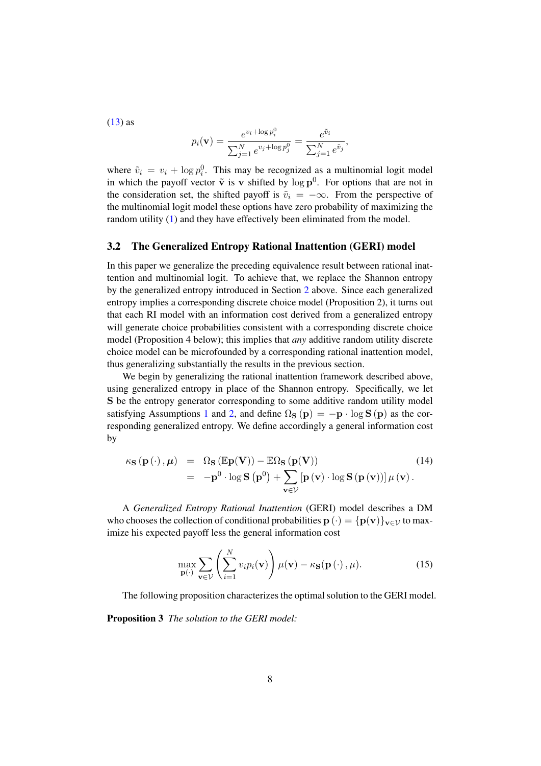(13) as

$$p_i(\mathbf{v}) = \frac{e^{v_i + \log p_i^0}}{\sum_{j=1}^N e^{v_j + \log p_j^0}} = \frac{e^{\tilde{v}_i}}{\sum_{j=1}^N e^{\tilde{v}_j}},$$

where $\tilde{v}_i = v_i + \log p_i^0$. This may be recognized as a multinomial logit model in which the payoff vector $\tilde{\mathbf{v}}$ is $\mathbf{v}$ shifted by $\log \mathbf{p}^0$. For options that are not in the consideration set, the shifted payoff is $\tilde{v}_i = -\infty$. From the perspective of the multinomial logit model these options have zero probability of maximizing the random utility (1) and they have effectively been eliminated from the model.

### 3.2 The Generalized Entropy Rational Inattention (GERI) model

In this paper we generalize the preceding equivalence result between rational inattention and multinomial logit. To achieve that, we replace the Shannon entropy by the generalized entropy introduced in Section 2 above. Since each generalized entropy implies a corresponding discrete choice model (Proposition 2), it turns out that each RI model with an information cost derived from a generalized entropy will generate choice probabilities consistent with a corresponding discrete choice model (Proposition 4 below); this implies that *any* additive random utility discrete choice model can be microfounded by a corresponding rational inattention model, thus generalizing substantially the results in the previous section.

We begin by generalizing the rational inattention framework described above, using generalized entropy in place of the Shannon entropy. Specifically, we let $\mathbf{S}$ be the entropy generator corresponding to some additive random utility model satisfying Assumptions 1 and 2, and define $\Omega_{\mathbf{S}}(\mathbf{p}) = -\mathbf{p} \cdot \log \mathbf{S}(\mathbf{p})$ as the corresponding generalized entropy. We define accordingly a general information cost by

$$\begin{aligned}
\kappa_{\mathbf{S}}(\mathbf{p}(\cdot), \boldsymbol{\mu}) &= \Omega_{\mathbf{S}}(\mathbb{E}\mathbf{p}(\mathbf{V})) - \mathbb{E}\Omega_{\mathbf{S}}(\mathbf{p}(\mathbf{V})) \\
&= -\mathbf{p}^0 \cdot \log \mathbf{S}(\mathbf{p}^0) + \sum_{\mathbf{v} \in \mathcal{V}} [\mathbf{p}(\mathbf{v}) \cdot \log \mathbf{S}(\mathbf{p}(\mathbf{v}))] \mu(\mathbf{v}).
\end{aligned} \tag{14}$$

A *Generalized Entropy Rational Inattention* (GERI) model describes a DM who chooses the collection of conditional probabilities $\mathbf{p}(\cdot) = \{\mathbf{p}(\mathbf{v})\}_{\mathbf{v} \in \mathcal{V}}$ to maximize his expected payoff less the general information cost

$$\max_{\mathbf{p}(\cdot)} \sum_{\mathbf{v} \in \mathcal{V}} \left( \sum_{i=1}^N v_i p_i(\mathbf{v}) \right) \mu(\mathbf{v}) - \kappa_{\mathbf{S}}(\mathbf{p}(\cdot), \mu). \tag{15}$$

The following proposition characterizes the optimal solution to the GERI model.

**Proposition 3** *The solution to the GERI model:*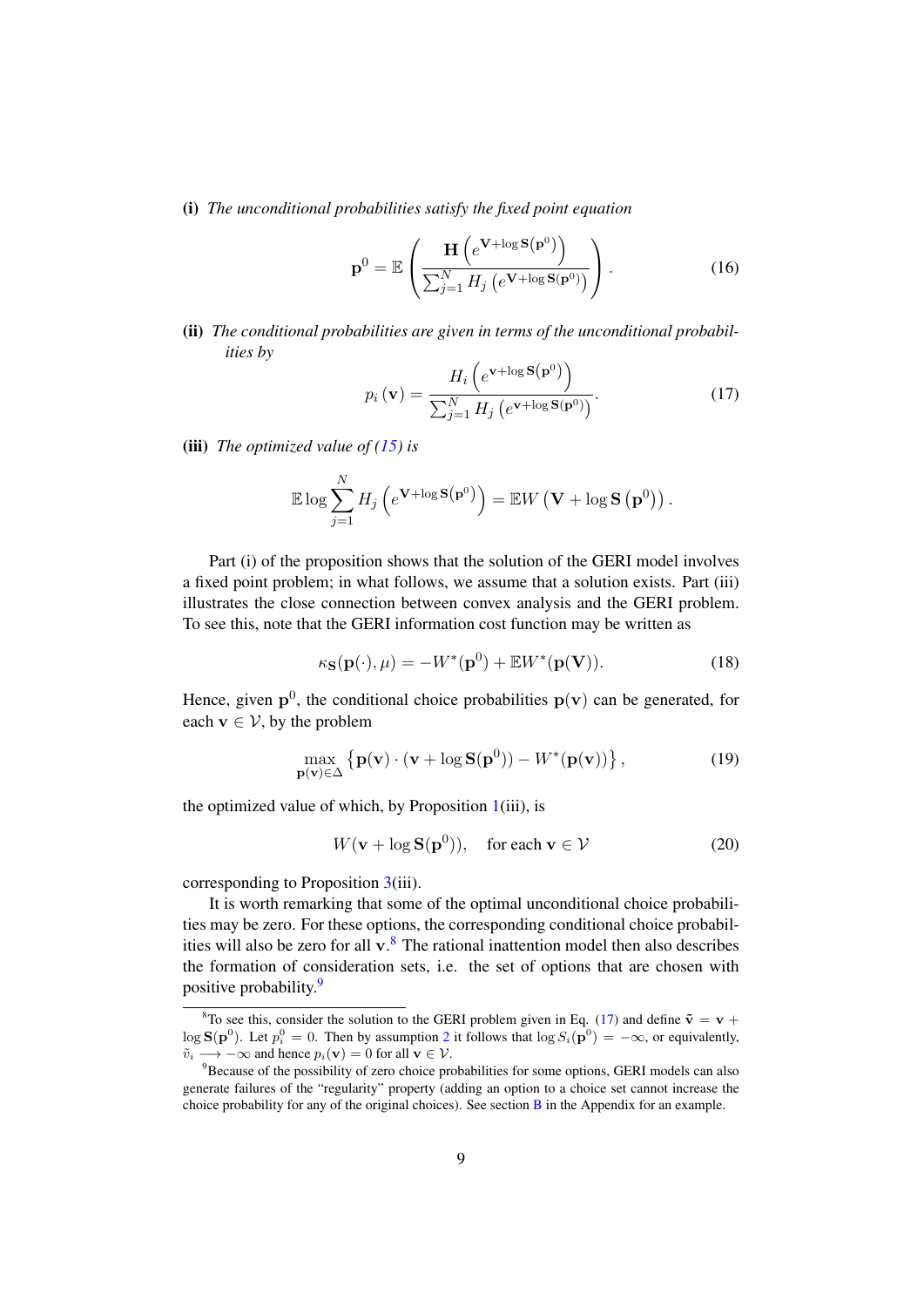**(i)** *The unconditional probabilities satisfy the fixed point equation*

$$\mathbf{p}^0 = \mathbb{E}\left(\frac{\mathbf{H}\left(e^{\mathbf{V}+\log \mathbf{S}\left(\mathbf{p}^0\right)}\right)}{\sum_{j=1}^N H_j\left(e^{\mathbf{V}+\log \mathbf{S}\left(\mathbf{p}^0\right)}\right)}\right). \tag{16}$$

**(ii)** *The conditional probabilities are given in terms of the unconditional probabilities by*

$$p_i(\mathbf{v}) = \frac{H_i\left(e^{\mathbf{v}+\log \mathbf{S}\left(\mathbf{p}^0\right)}\right)}{\sum_{j=1}^N H_j\left(e^{\mathbf{v}+\log \mathbf{S}\left(\mathbf{p}^0\right)}\right)}. \tag{17}$$

**(iii)** *The optimized value of (15) is*

$$\mathbb{E}\log\sum_{j=1}^N H_j\left(e^{\mathbf{V}+\log \mathbf{S}\left(\mathbf{p}^0\right)}\right) = \mathbb{E}W\left(\mathbf{V}+\log \mathbf{S}\left(\mathbf{p}^0\right)\right).$$

Part (i) of the proposition shows that the solution of the GERI model involves a fixed point problem; in what follows, we assume that a solution exists. Part (iii) illustrates the close connection between convex analysis and the GERI problem. To see this, note that the GERI information cost function may be written as

$$\kappa_{\mathbf{S}}(\mathbf{p}(\cdot),\mu) = -W^*(\mathbf{p}^0) + \mathbb{E}W^*(\mathbf{p}(\mathbf{V})). \tag{18}$$

Hence, given $\mathbf{p}^0$, the conditional choice probabilities $\mathbf{p}(\mathbf{v})$ can be generated, for each $\mathbf{v}\in\mathcal{V}$, by the problem

$$\max_{\mathbf{p}(\mathbf{v})\in\Delta}\left\{\mathbf{p}(\mathbf{v})\cdot(\mathbf{v}+\log \mathbf{S}(\mathbf{p}^0)) - W^*(\mathbf{p}(\mathbf{v}))\right\}, \tag{19}$$

the optimized value of which, by Proposition 1(iii), is

$$W(\mathbf{v}+\log \mathbf{S}(\mathbf{p}^0)), \quad \text{for each } \mathbf{v}\in\mathcal{V} \tag{20}$$

corresponding to Proposition 3(iii).

It is worth remarking that some of the optimal unconditional choice probabilities may be zero. For these options, the corresponding conditional choice probabilities will also be zero for all $\mathbf{v}$.[8] The rational inattention model then also describes the formation of consideration sets, i.e. the set of options that are chosen with positive probability.[9]

[8] To see this, consider the solution to the GERI problem given in Eq. (17) and define $\tilde{\mathbf{v}} = \mathbf{v} + \log \mathbf{S}(\mathbf{p}^0)$. Let $p_i^0 = 0$. Then by assumption 2 it follows that $\log S_i(\mathbf{p}^0) = -\infty$, or equivalently, $\tilde{v}_i \longrightarrow -\infty$ and hence $p_i(\mathbf{v}) = 0$ for all $\mathbf{v}\in\mathcal{V}$.

[9] Because of the possibility of zero choice probabilities for some options, GERI models can also generate failures of the "regularity" property (adding an option to a choice set cannot increase the choice probability for any of the original choices). See section B in the Appendix for an example.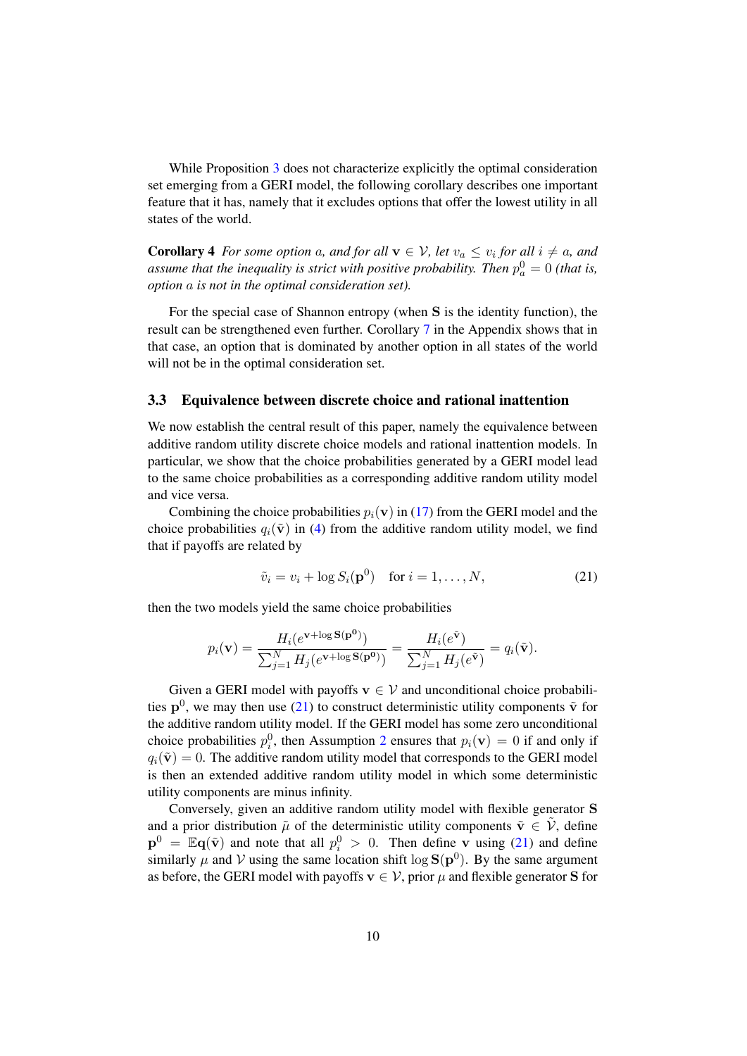While Proposition 3 does not characterize explicitly the optimal consideration set emerging from a GERI model, the following corollary describes one important feature that it has, namely that it excludes options that offer the lowest utility in all states of the world.

**Corollary 4** *For some option $a$, and for all $\mathbf{v} \in \mathcal{V}$, let $v_a \leq v_i$ for all $i \neq a$, and assume that the inequality is strict with positive probability. Then $p^0_a = 0$ (that is, option $a$ is not in the optimal consideration set).*

For the special case of Shannon entropy (when $\mathbf{S}$ is the identity function), the result can be strengthened even further. Corollary 7 in the Appendix shows that in that case, an option that is dominated by another option in all states of the world will not be in the optimal consideration set.

### 3.3 Equivalence between discrete choice and rational inattention

We now establish the central result of this paper, namely the equivalence between additive random utility discrete choice models and rational inattention models. In particular, we show that the choice probabilities generated by a GERI model lead to the same choice probabilities as a corresponding additive random utility model and vice versa.

Combining the choice probabilities $p_i(\mathbf{v})$ in (17) from the GERI model and the choice probabilities $q_i(\tilde{\mathbf{v}})$ in (4) from the additive random utility model, we find that if payoffs are related by

$$\tilde{v}_i = v_i + \log S_i(\mathbf{p}^0) \quad \text{for } i = 1, \ldots, N, \tag{21}$$

then the two models yield the same choice probabilities

$$p_i(\mathbf{v}) = \frac{H_i(e^{\mathbf{v}+\log \mathbf{S}(\mathbf{p^0})})}{\sum_{j=1}^N H_j(e^{\mathbf{v}+\log \mathbf{S}(\mathbf{p^0})})} = \frac{H_i(e^{\tilde{\mathbf{v}}})}{\sum_{j=1}^N H_j(e^{\tilde{\mathbf{v}}})} = q_i(\tilde{\mathbf{v}}).$$

Given a GERI model with payoffs $\mathbf{v} \in \mathcal{V}$ and unconditional choice probabilities $\mathbf{p}^0$, we may then use (21) to construct deterministic utility components $\tilde{\mathbf{v}}$ for the additive random utility model. If the GERI model has some zero unconditional choice probabilities $p^0_i$, then Assumption 2 ensures that $p_i(\mathbf{v}) = 0$ if and only if $q_i(\tilde{\mathbf{v}}) = 0$. The additive random utility model that corresponds to the GERI model is then an extended additive random utility model in which some deterministic utility components are minus infinity.

Conversely, given an additive random utility model with flexible generator $\mathbf{S}$ and a prior distribution $\tilde{\mu}$ of the deterministic utility components $\tilde{\mathbf{v}} \in \tilde{\mathcal{V}}$, define $\mathbf{p}^0 = \mathbb{E}\mathbf{q}(\tilde{\mathbf{v}})$ and note that all $p^0_i > 0$. Then define $\mathbf{v}$ using (21) and define similarly $\mu$ and $\mathcal{V}$ using the same location shift $\log \mathbf{S}(\mathbf{p}^0)$. By the same argument as before, the GERI model with payoffs $\mathbf{v} \in \mathcal{V}$, prior $\mu$ and flexible generator $\mathbf{S}$ for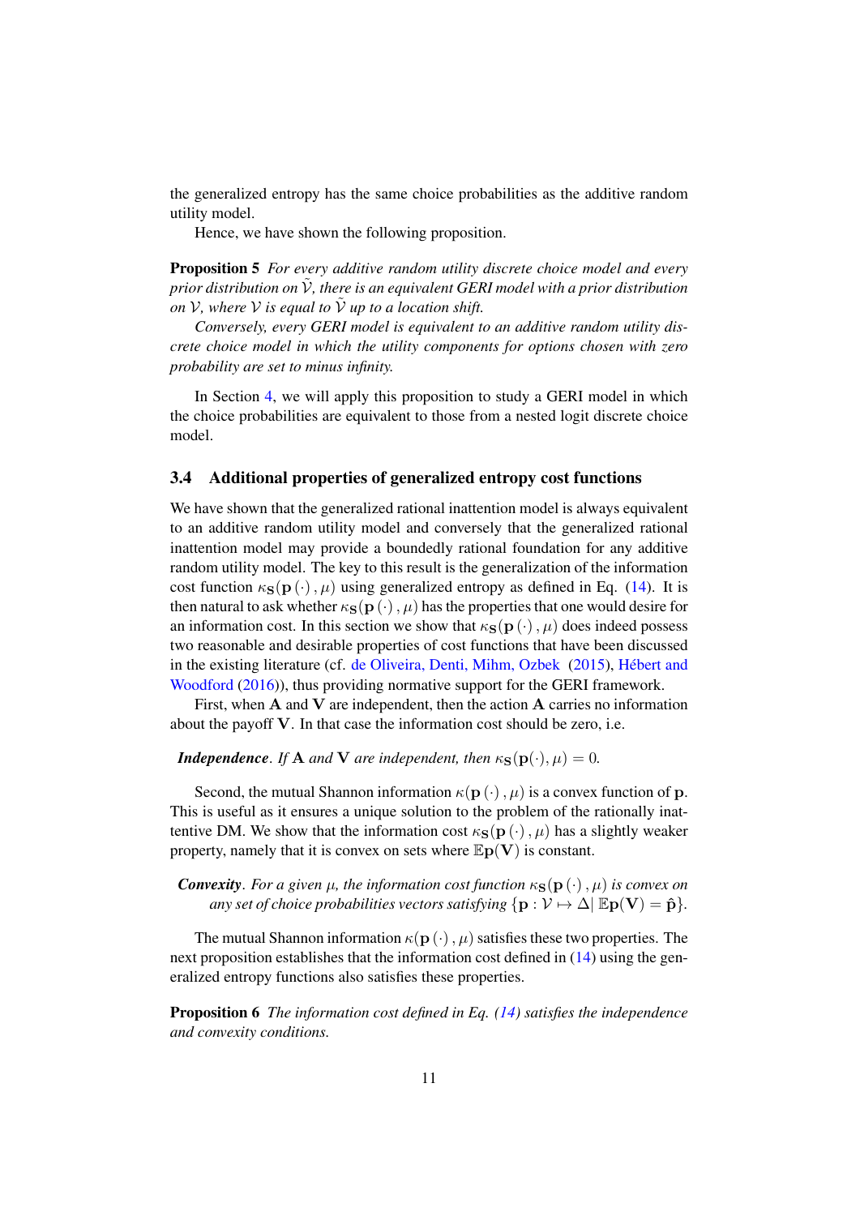the generalized entropy has the same choice probabilities as the additive random utility model.

Hence, we have shown the following proposition.

**Proposition 5** *For every additive random utility discrete choice model and every prior distribution on $\tilde{\mathcal{V}}$, there is an equivalent GERI model with a prior distribution on $\mathcal{V}$, where $\mathcal{V}$ is equal to $\tilde{\mathcal{V}}$ up to a location shift.*

*Conversely, every GERI model is equivalent to an additive random utility discrete choice model in which the utility components for options chosen with zero probability are set to minus infinity.*

In Section 4, we will apply this proposition to study a GERI model in which the choice probabilities are equivalent to those from a nested logit discrete choice model.

### 3.4 Additional properties of generalized entropy cost functions

We have shown that the generalized rational inattention model is always equivalent to an additive random utility model and conversely that the generalized rational inattention model may provide a boundedly rational foundation for any additive random utility model. The key to this result is the generalization of the information cost function $\kappa_{\mathbf{S}}(\mathbf{p}(\cdot), \mu)$ using generalized entropy as defined in Eq. (14). It is then natural to ask whether $\kappa_{\mathbf{S}}(\mathbf{p}(\cdot), \mu)$ has the properties that one would desire for an information cost. In this section we show that $\kappa_{\mathbf{S}}(\mathbf{p}(\cdot), \mu)$ does indeed possess two reasonable and desirable properties of cost functions that have been discussed in the existing literature (cf. de Oliveira, Denti, Mihm, Ozbek (2015), Hébert and Woodford (2016)), thus providing normative support for the GERI framework.

First, when $\mathbf{A}$ and $\mathbf{V}$ are independent, then the action $\mathbf{A}$ carries no information about the payoff $\mathbf{V}$. In that case the information cost should be zero, i.e.

***Independence***. *If $\mathbf{A}$ and $\mathbf{V}$ are independent, then $\kappa_{\mathbf{S}}(\mathbf{p}(\cdot), \mu) = 0$.*

Second, the mutual Shannon information $\kappa(\mathbf{p}(\cdot), \mu)$ is a convex function of $\mathbf{p}$. This is useful as it ensures a unique solution to the problem of the rationally inattentive DM. We show that the information cost $\kappa_{\mathbf{S}}(\mathbf{p}(\cdot), \mu)$ has a slightly weaker property, namely that it is convex on sets where $\mathbb{E}\mathbf{p}(\mathbf{V})$ is constant.

***Convexity***. *For a given $\mu$, the information cost function $\kappa_{\mathbf{S}}(\mathbf{p}(\cdot), \mu)$ is convex on any set of choice probabilities vectors satisfying $\{\mathbf{p} : \mathcal{V} \mapsto \Delta | \ \mathbb{E}\mathbf{p}(\mathbf{V}) = \hat{\mathbf{p}}\}$.*

The mutual Shannon information $\kappa(\mathbf{p}(\cdot), \mu)$ satisfies these two properties. The next proposition establishes that the information cost defined in (14) using the generalized entropy functions also satisfies these properties.

**Proposition 6** *The information cost defined in Eq. (14) satisfies the independence and convexity conditions.*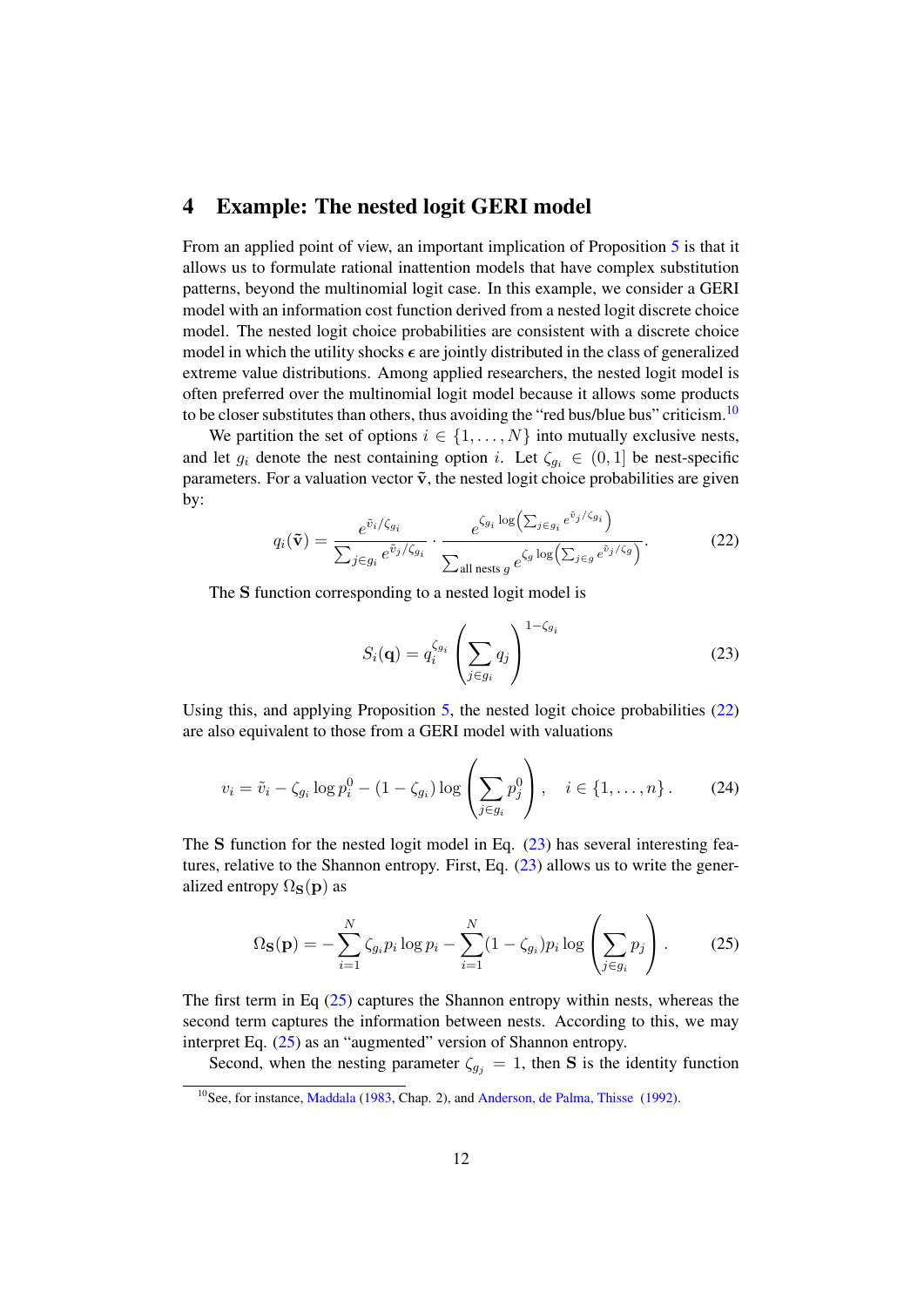## 4 Example: The nested logit GERI model

From an applied point of view, an important implication of Proposition 5 is that it allows us to formulate rational inattention models that have complex substitution patterns, beyond the multinomial logit case. In this example, we consider a GERI model with an information cost function derived from a nested logit discrete choice model. The nested logit choice probabilities are consistent with a discrete choice model in which the utility shocks $\boldsymbol{\epsilon}$ are jointly distributed in the class of generalized extreme value distributions. Among applied researchers, the nested logit model is often preferred over the multinomial logit model because it allows some products to be closer substitutes than others, thus avoiding the "red bus/blue bus" criticism.[10]

We partition the set of options $i \in \{1, \ldots, N\}$ into mutually exclusive nests, and let $g_i$ denote the nest containing option $i$. Let $\zeta_{g_i} \in (0, 1]$ be nest-specific parameters. For a valuation vector $\tilde{\mathbf{v}}$, the nested logit choice probabilities are given by:

$$q_i(\tilde{\mathbf{v}}) = \frac{e^{\tilde{v}_i/\zeta_{g_i}}}{\sum_{j \in g_i} e^{\tilde{v}_j/\zeta_{g_i}}} \cdot \frac{e^{\zeta_{g_i} \log\left(\sum_{j \in g_i} e^{\tilde{v}_j/\zeta_{g_i}}\right)}}{\sum_{\text{all nests } g} e^{\zeta_g \log\left(\sum_{j \in g} e^{\tilde{v}_j/\zeta_g}\right)}}. \tag{22}$$

The $\mathbf{S}$ function corresponding to a nested logit model is

$$S_i(\mathbf{q}) = q_i^{\zeta_{g_i}} \left( \sum_{j \in g_i} q_j \right)^{1-\zeta_{g_i}} \tag{23}$$

Using this, and applying Proposition 5, the nested logit choice probabilities (22) are also equivalent to those from a GERI model with valuations

$$v_i = \tilde{v}_i - \zeta_{g_i} \log p_i^0 - (1 - \zeta_{g_i}) \log \left( \sum_{j \in g_i} p_j^0 \right), \quad i \in \{1, \ldots, n\}. \tag{24}$$

The $\mathbf{S}$ function for the nested logit model in Eq. (23) has several interesting features, relative to the Shannon entropy. First, Eq. (23) allows us to write the generalized entropy $\Omega_{\mathbf{S}}(\mathbf{p})$ as

$$\Omega_{\mathbf{S}}(\mathbf{p}) = -\sum_{i=1}^{N} \zeta_{g_i} p_i \log p_i - \sum_{i=1}^{N} (1 - \zeta_{g_i}) p_i \log \left( \sum_{j \in g_i} p_j \right). \tag{25}$$

The first term in Eq (25) captures the Shannon entropy within nests, whereas the second term captures the information between nests. According to this, we may interpret Eq. (25) as an "augmented" version of Shannon entropy.

Second, when the nesting parameter $\zeta_{g_j} = 1$, then $\mathbf{S}$ is the identity function

[10] See, for instance, Maddala (1983, Chap. 2), and Anderson, de Palma, Thisse (1992).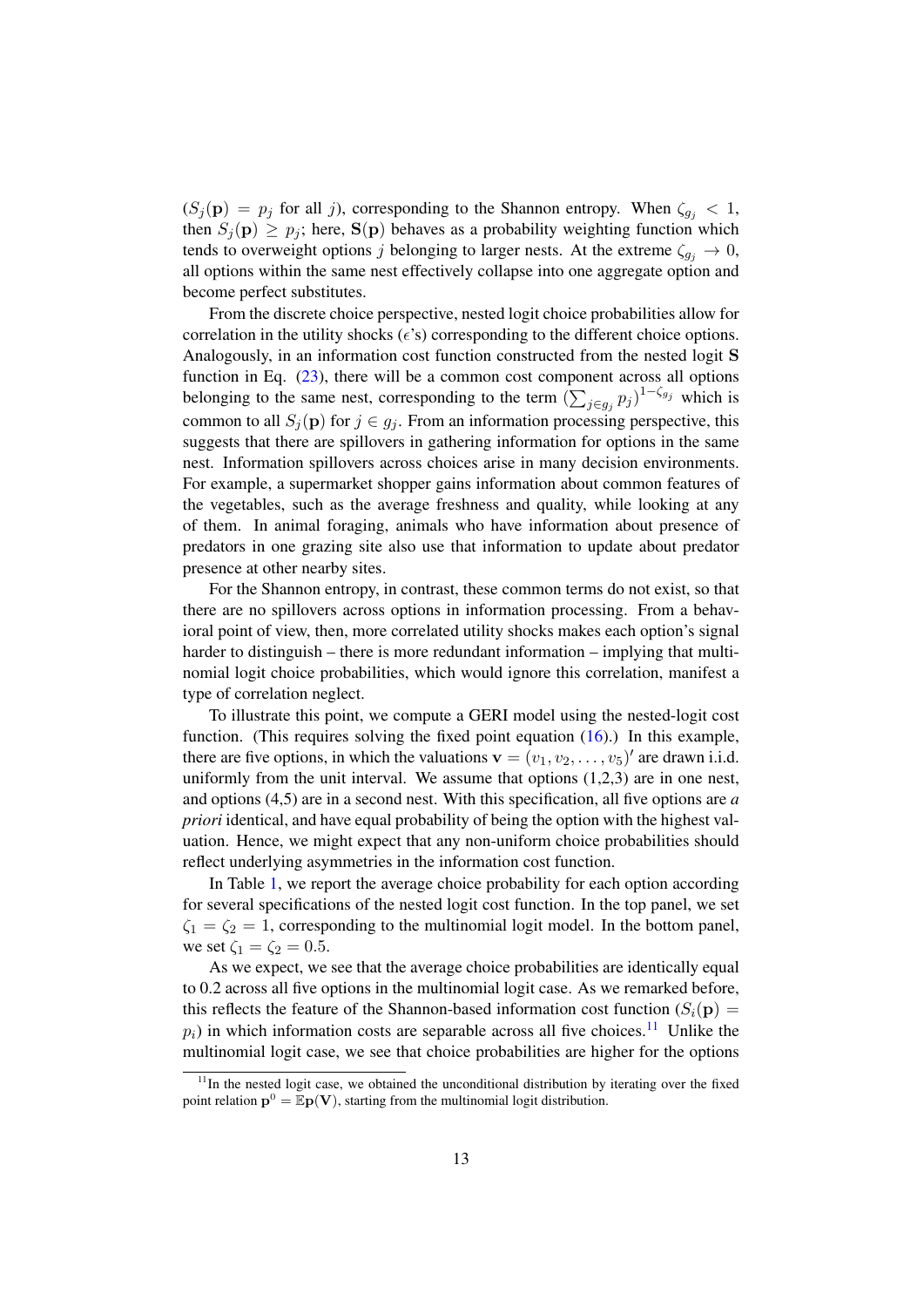($S_j(\mathbf{p}) = p_j$ for all $j$), corresponding to the Shannon entropy. When $\zeta_{g_j} < 1$, then $S_j(\mathbf{p}) \geq p_j$; here, $\mathbf{S}(\mathbf{p})$ behaves as a probability weighting function which tends to overweight options $j$ belonging to larger nests. At the extreme $\zeta_{g_j} \to 0$, all options within the same nest effectively collapse into one aggregate option and become perfect substitutes.

From the discrete choice perspective, nested logit choice probabilities allow for correlation in the utility shocks ($\epsilon$'s) corresponding to the different choice options. Analogously, in an information cost function constructed from the nested logit $\mathbf{S}$ function in Eq. (23), there will be a common cost component across all options belonging to the same nest, corresponding to the term $\left(\sum_{j \in g_j} p_j\right)^{1-\zeta_{g_j}}$ which is common to all $S_j(\mathbf{p})$ for $j \in g_j$. From an information processing perspective, this suggests that there are spillovers in gathering information for options in the same nest. Information spillovers across choices arise in many decision environments. For example, a supermarket shopper gains information about common features of the vegetables, such as the average freshness and quality, while looking at any of them. In animal foraging, animals who have information about presence of predators in one grazing site also use that information to update about predator presence at other nearby sites.

For the Shannon entropy, in contrast, these common terms do not exist, so that there are no spillovers across options in information processing. From a behavioral point of view, then, more correlated utility shocks makes each option's signal harder to distinguish – there is more redundant information – implying that multinomial logit choice probabilities, which would ignore this correlation, manifest a type of correlation neglect.

To illustrate this point, we compute a GERI model using the nested-logit cost function. (This requires solving the fixed point equation (16).) In this example, there are five options, in which the valuations $\mathbf{v} = (v_1, v_2, \ldots, v_5)'$ are drawn i.i.d. uniformly from the unit interval. We assume that options (1,2,3) are in one nest, and options (4,5) are in a second nest. With this specification, all five options are *a priori* identical, and have equal probability of being the option with the highest valuation. Hence, we might expect that any non-uniform choice probabilities should reflect underlying asymmetries in the information cost function.

In Table 1, we report the average choice probability for each option according for several specifications of the nested logit cost function. In the top panel, we set $\zeta_1 = \zeta_2 = 1$, corresponding to the multinomial logit model. In the bottom panel, we set $\zeta_1 = \zeta_2 = 0.5$.

As we expect, we see that the average choice probabilities are identically equal to 0.2 across all five options in the multinomial logit case. As we remarked before, this reflects the feature of the Shannon-based information cost function ($S_i(\mathbf{p}) = p_i$) in which information costs are separable across all five choices.[11] Unlike the multinomial logit case, we see that choice probabilities are higher for the options

[11] In the nested logit case, we obtained the unconditional distribution by iterating over the fixed point relation $\mathbf{p}^0 = \mathbb{E}\mathbf{p}(\mathbf{V})$, starting from the multinomial logit distribution.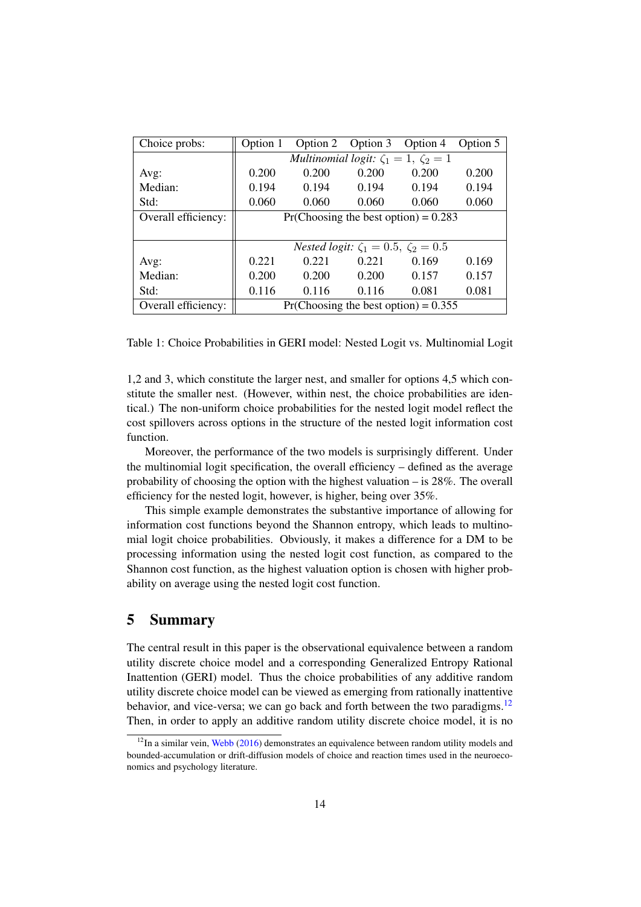| Choice probs: | Option 1 | Option 2 | Option 3 | Option 4 | Option 5 |
|---|---|---|---|---|---|
| | *Multinomial logit:* $\zeta_1 = 1,\ \zeta_2 = 1$ | | | | |
| Avg: | 0.200 | 0.200 | 0.200 | 0.200 | 0.200 |
| Median: | 0.194 | 0.194 | 0.194 | 0.194 | 0.194 |
| Std: | 0.060 | 0.060 | 0.060 | 0.060 | 0.060 |
| Overall efficiency: | Pr(Choosing the best option) = 0.283 | | | | |
| | *Nested logit:* $\zeta_1 = 0.5,\ \zeta_2 = 0.5$ | | | | |
| Avg: | 0.221 | 0.221 | 0.221 | 0.169 | 0.169 |
| Median: | 0.200 | 0.200 | 0.200 | 0.157 | 0.157 |
| Std: | 0.116 | 0.116 | 0.116 | 0.081 | 0.081 |
| Overall efficiency: | Pr(Choosing the best option) = 0.355 | | | | |

Table 1: Choice Probabilities in GERI model: Nested Logit vs. Multinomial Logit

1,2 and 3, which constitute the larger nest, and smaller for options 4,5 which constitute the smaller nest. (However, within nest, the choice probabilities are identical.) The non-uniform choice probabilities for the nested logit model reflect the cost spillovers across options in the structure of the nested logit information cost function.

Moreover, the performance of the two models is surprisingly different. Under the multinomial logit specification, the overall efficiency – defined as the average probability of choosing the option with the highest valuation – is 28%. The overall efficiency for the nested logit, however, is higher, being over 35%.

This simple example demonstrates the substantive importance of allowing for information cost functions beyond the Shannon entropy, which leads to multinomial logit choice probabilities. Obviously, it makes a difference for a DM to be processing information using the nested logit cost function, as compared to the Shannon cost function, as the highest valuation option is chosen with higher probability on average using the nested logit cost function.

# 5 Summary

The central result in this paper is the observational equivalence between a random utility discrete choice model and a corresponding Generalized Entropy Rational Inattention (GERI) model. Thus the choice probabilities of any additive random utility discrete choice model can be viewed as emerging from rationally inattentive behavior, and vice-versa; we can go back and forth between the two paradigms.[12] Then, in order to apply an additive random utility discrete choice model, it is no

[12] In a similar vein, Webb (2016) demonstrates an equivalence between random utility models and bounded-accumulation or drift-diffusion models of choice and reaction times used in the neuroeconomics and psychology literature.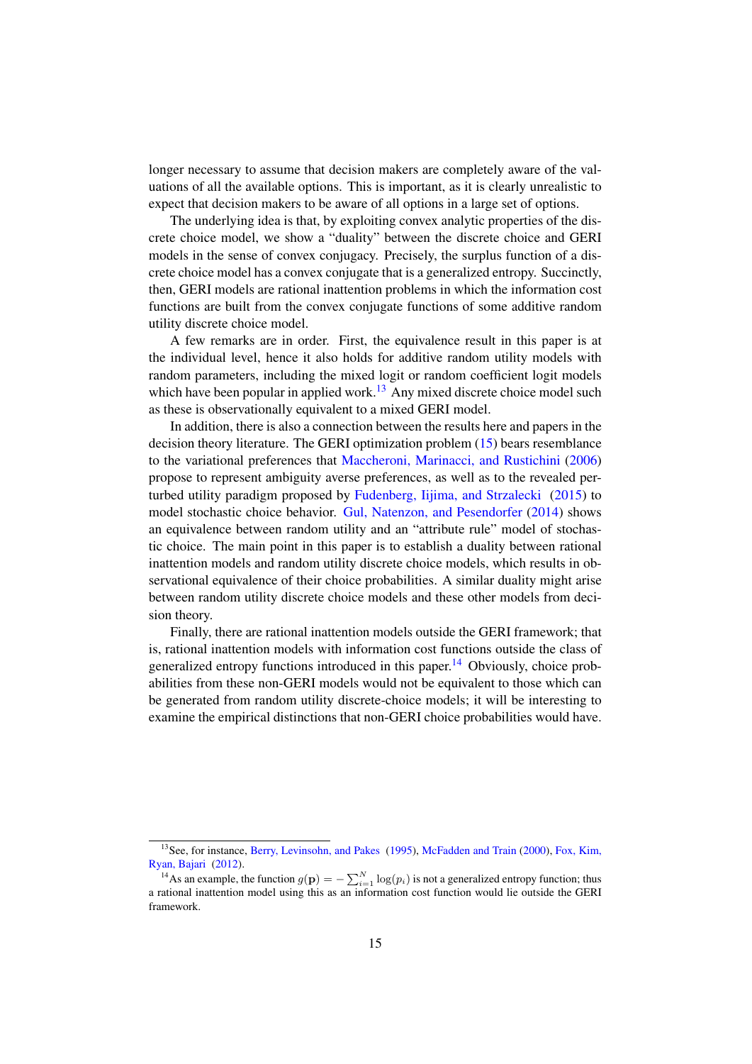longer necessary to assume that decision makers are completely aware of the valuations of all the available options. This is important, as it is clearly unrealistic to expect that decision makers to be aware of all options in a large set of options.

The underlying idea is that, by exploiting convex analytic properties of the discrete choice model, we show a "duality" between the discrete choice and GERI models in the sense of convex conjugacy. Precisely, the surplus function of a discrete choice model has a convex conjugate that is a generalized entropy. Succinctly, then, GERI models are rational inattention problems in which the information cost functions are built from the convex conjugate functions of some additive random utility discrete choice model.

A few remarks are in order. First, the equivalence result in this paper is at the individual level, hence it also holds for additive random utility models with random parameters, including the mixed logit or random coefficient logit models which have been popular in applied work.[13] Any mixed discrete choice model such as these is observationally equivalent to a mixed GERI model.

In addition, there is also a connection between the results here and papers in the decision theory literature. The GERI optimization problem (15) bears resemblance to the variational preferences that Maccheroni, Marinacci, and Rustichini (2006) propose to represent ambiguity averse preferences, as well as to the revealed perturbed utility paradigm proposed by Fudenberg, Iijima, and Strzalecki (2015) to model stochastic choice behavior. Gul, Natenzon, and Pesendorfer (2014) shows an equivalence between random utility and an "attribute rule" model of stochastic choice. The main point in this paper is to establish a duality between rational inattention models and random utility discrete choice models, which results in observational equivalence of their choice probabilities. A similar duality might arise between random utility discrete choice models and these other models from decision theory.

Finally, there are rational inattention models outside the GERI framework; that is, rational inattention models with information cost functions outside the class of generalized entropy functions introduced in this paper.[14] Obviously, choice probabilities from these non-GERI models would not be equivalent to those which can be generated from random utility discrete-choice models; it will be interesting to examine the empirical distinctions that non-GERI choice probabilities would have.

---

[13] See, for instance, Berry, Levinsohn, and Pakes (1995), McFadden and Train (2000), Fox, Kim, Ryan, Bajari (2012).

[14] As an example, the function $g(\mathbf{p}) = -\sum_{i=1}^{N} \log(p_i)$ is not a generalized entropy function; thus a rational inattention model using this as an information cost function would lie outside the GERI framework.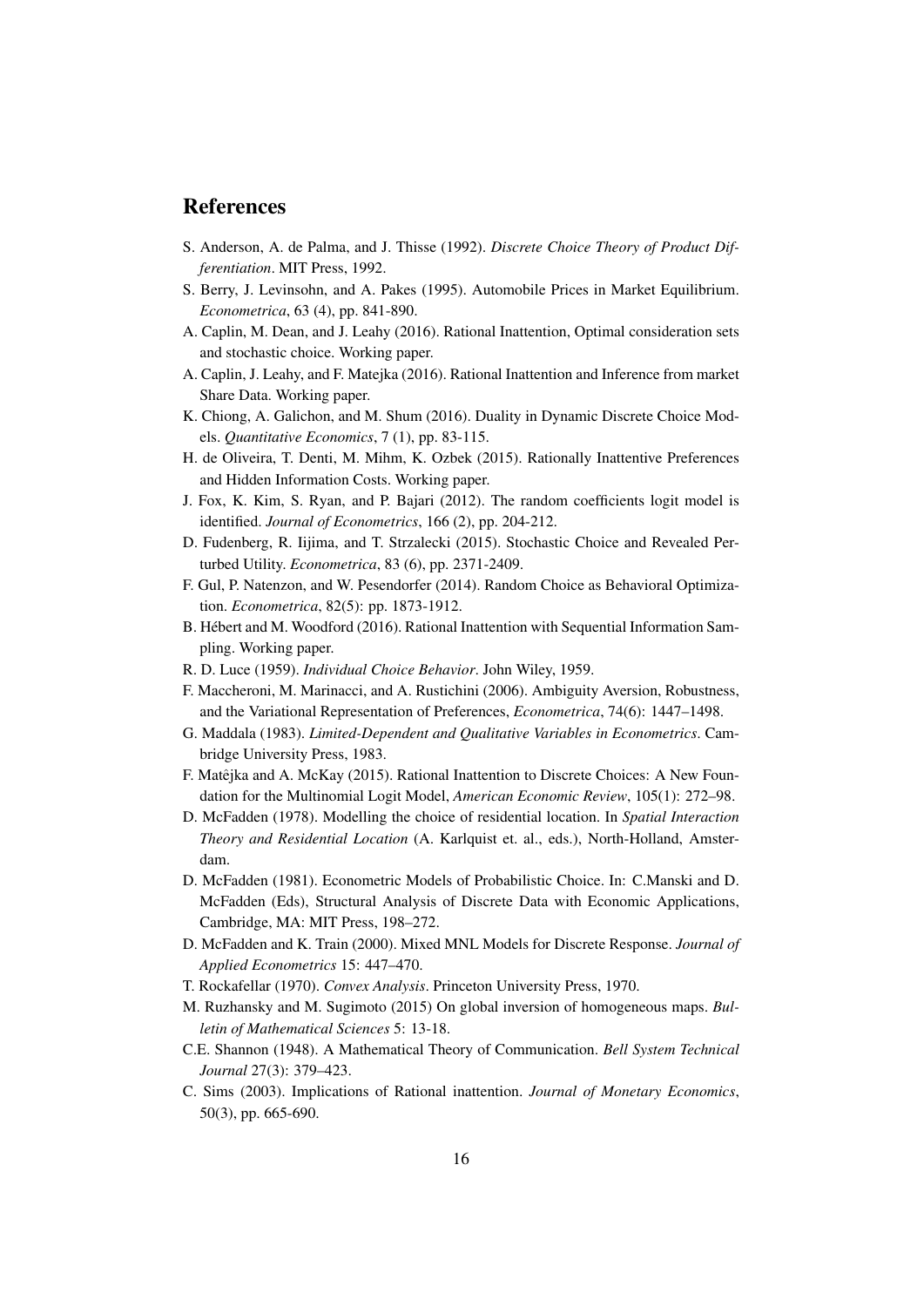## References

S. Anderson, A. de Palma, and J. Thisse (1992). *Discrete Choice Theory of Product Differentiation*. MIT Press, 1992.

S. Berry, J. Levinsohn, and A. Pakes (1995). Automobile Prices in Market Equilibrium. *Econometrica*, 63 (4), pp. 841-890.

A. Caplin, M. Dean, and J. Leahy (2016). Rational Inattention, Optimal consideration sets and stochastic choice. Working paper.

A. Caplin, J. Leahy, and F. Matejka (2016). Rational Inattention and Inference from market Share Data. Working paper.

K. Chiong, A. Galichon, and M. Shum (2016). Duality in Dynamic Discrete Choice Models. *Quantitative Economics*, 7 (1), pp. 83-115.

H. de Oliveira, T. Denti, M. Mihm, K. Ozbek (2015). Rationally Inattentive Preferences and Hidden Information Costs. Working paper.

J. Fox, K. Kim, S. Ryan, and P. Bajari (2012). The random coefficients logit model is identified. *Journal of Econometrics*, 166 (2), pp. 204-212.

D. Fudenberg, R. Iijima, and T. Strzalecki (2015). Stochastic Choice and Revealed Perturbed Utility. *Econometrica*, 83 (6), pp. 2371-2409.

F. Gul, P. Natenzon, and W. Pesendorfer (2014). Random Choice as Behavioral Optimization. *Econometrica*, 82(5): pp. 1873-1912.

B. Hébert and M. Woodford (2016). Rational Inattention with Sequential Information Sampling. Working paper.

R. D. Luce (1959). *Individual Choice Behavior*. John Wiley, 1959.

F. Maccheroni, M. Marinacci, and A. Rustichini (2006). Ambiguity Aversion, Robustness, and the Variational Representation of Preferences, *Econometrica*, 74(6): 1447–1498.

G. Maddala (1983). *Limited-Dependent and Qualitative Variables in Econometrics*. Cambridge University Press, 1983.

F. Matêjka and A. McKay (2015). Rational Inattention to Discrete Choices: A New Foundation for the Multinomial Logit Model, *American Economic Review*, 105(1): 272–98.

D. McFadden (1978). Modelling the choice of residential location. In *Spatial Interaction Theory and Residential Location* (A. Karlquist et. al., eds.), North-Holland, Amsterdam.

D. McFadden (1981). Econometric Models of Probabilistic Choice. In: C.Manski and D. McFadden (Eds), Structural Analysis of Discrete Data with Economic Applications, Cambridge, MA: MIT Press, 198–272.

D. McFadden and K. Train (2000). Mixed MNL Models for Discrete Response. *Journal of Applied Econometrics* 15: 447–470.

T. Rockafellar (1970). *Convex Analysis*. Princeton University Press, 1970.

M. Ruzhansky and M. Sugimoto (2015) On global inversion of homogeneous maps. *Bulletin of Mathematical Sciences* 5: 13-18.

C.E. Shannon (1948). A Mathematical Theory of Communication. *Bell System Technical Journal* 27(3): 379–423.

C. Sims (2003). Implications of Rational inattention. *Journal of Monetary Economics*, 50(3), pp. 665-690.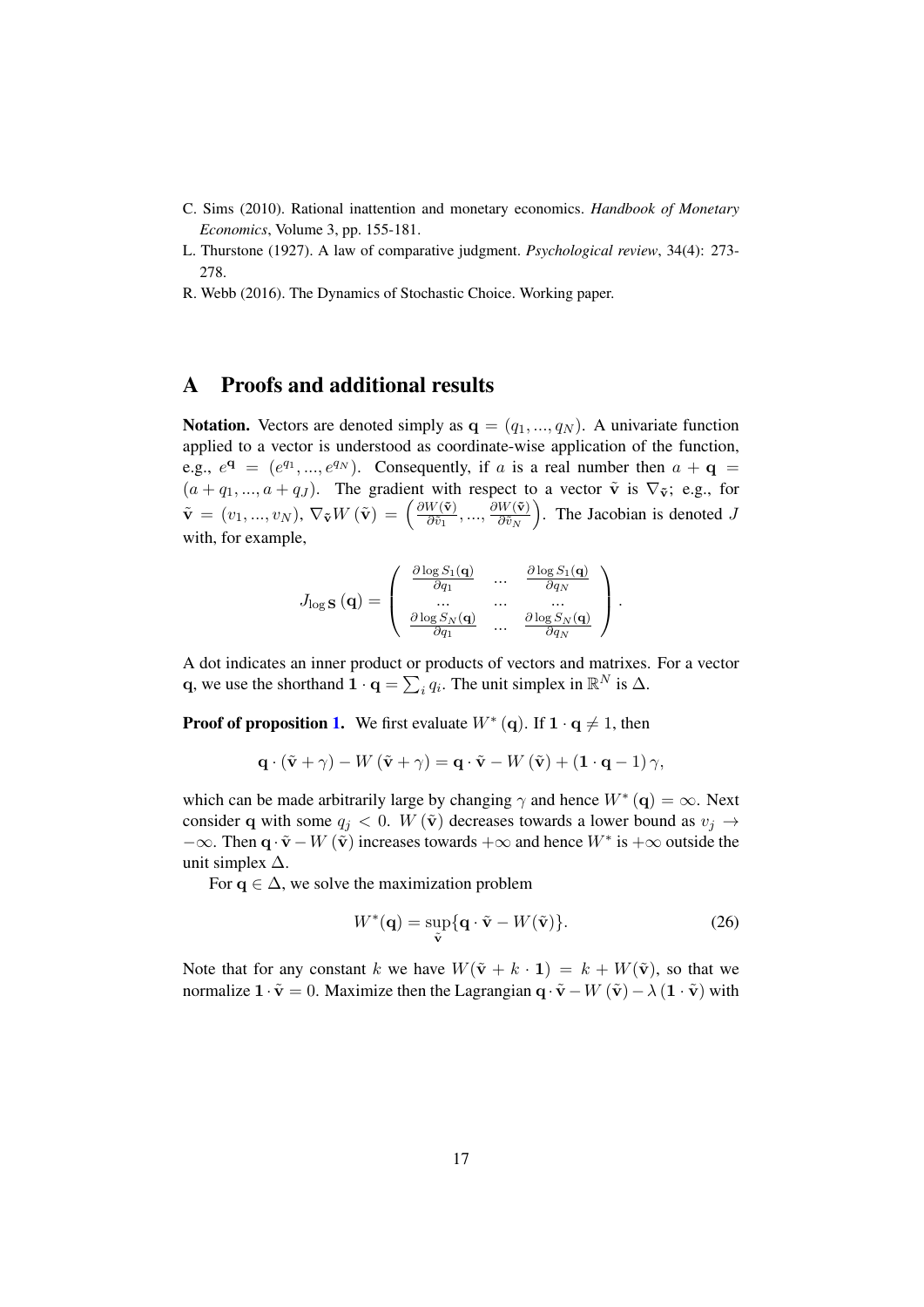C. Sims (2010). Rational inattention and monetary economics. *Handbook of Monetary Economics*, Volume 3, pp. 155-181.

L. Thurstone (1927). A law of comparative judgment. *Psychological review*, 34(4): 273-278.

R. Webb (2016). The Dynamics of Stochastic Choice. Working paper.

# A Proofs and additional results

**Notation.** Vectors are denoted simply as $\mathbf{q} = (q_1, ..., q_N)$. A univariate function applied to a vector is understood as coordinate-wise application of the function, e.g., $e^{\mathbf{q}} = (e^{q_1}, ..., e^{q_N})$. Consequently, if $a$ is a real number then $a + \mathbf{q} = (a + q_1, ..., a + q_J)$. The gradient with respect to a vector $\tilde{\mathbf{v}}$ is $\nabla_{\tilde{\mathbf{v}}}$; e.g., for $\tilde{\mathbf{v}} = (v_1, ..., v_N)$, $\nabla_{\tilde{\mathbf{v}}} W(\tilde{\mathbf{v}}) = \left(\frac{\partial W(\tilde{\mathbf{v}})}{\partial \tilde{v}_1}, ..., \frac{\partial W(\tilde{\mathbf{v}})}{\partial \tilde{v}_N}\right)$. The Jacobian is denoted $J$ with, for example,

$$J_{\log \mathbf{S}}(\mathbf{q}) = \begin{pmatrix} \frac{\partial \log S_1(\mathbf{q})}{\partial q_1} & ... & \frac{\partial \log S_1(\mathbf{q})}{\partial q_N} \\ ... & ... & ... \\ \frac{\partial \log S_N(\mathbf{q})}{\partial q_1} & ... & \frac{\partial \log S_N(\mathbf{q})}{\partial q_N} \end{pmatrix}.$$

A dot indicates an inner product or products of vectors and matrixes. For a vector $\mathbf{q}$, we use the shorthand $\mathbf{1} \cdot \mathbf{q} = \sum_i q_i$. The unit simplex in $\mathbb{R}^N$ is $\Delta$.

**Proof of proposition 1.** We first evaluate $W^*(\mathbf{q})$. If $\mathbf{1} \cdot \mathbf{q} \neq 1$, then

$$\mathbf{q} \cdot (\tilde{\mathbf{v}} + \gamma) - W(\tilde{\mathbf{v}} + \gamma) = \mathbf{q} \cdot \tilde{\mathbf{v}} - W(\tilde{\mathbf{v}}) + (\mathbf{1} \cdot \mathbf{q} - 1)\gamma,$$

which can be made arbitrarily large by changing $\gamma$ and hence $W^*(\mathbf{q}) = \infty$. Next consider $\mathbf{q}$ with some $q_j < 0$. $W(\tilde{\mathbf{v}})$ decreases towards a lower bound as $v_j \to -\infty$. Then $\mathbf{q} \cdot \tilde{\mathbf{v}} - W(\tilde{\mathbf{v}})$ increases towards $+\infty$ and hence $W^*$ is $+\infty$ outside the unit simplex $\Delta$.

For $\mathbf{q} \in \Delta$, we solve the maximization problem

$$W^*(\mathbf{q}) = \sup_{\tilde{\mathbf{v}}} \{\mathbf{q} \cdot \tilde{\mathbf{v}} - W(\tilde{\mathbf{v}})\}. \tag{26}$$

Note that for any constant $k$ we have $W(\tilde{\mathbf{v}} + k \cdot \mathbf{1}) = k + W(\tilde{\mathbf{v}})$, so that we normalize $\mathbf{1} \cdot \tilde{\mathbf{v}} = 0$. Maximize then the Lagrangian $\mathbf{q} \cdot \tilde{\mathbf{v}} - W(\tilde{\mathbf{v}}) - \lambda(\mathbf{1} \cdot \tilde{\mathbf{v}})$ with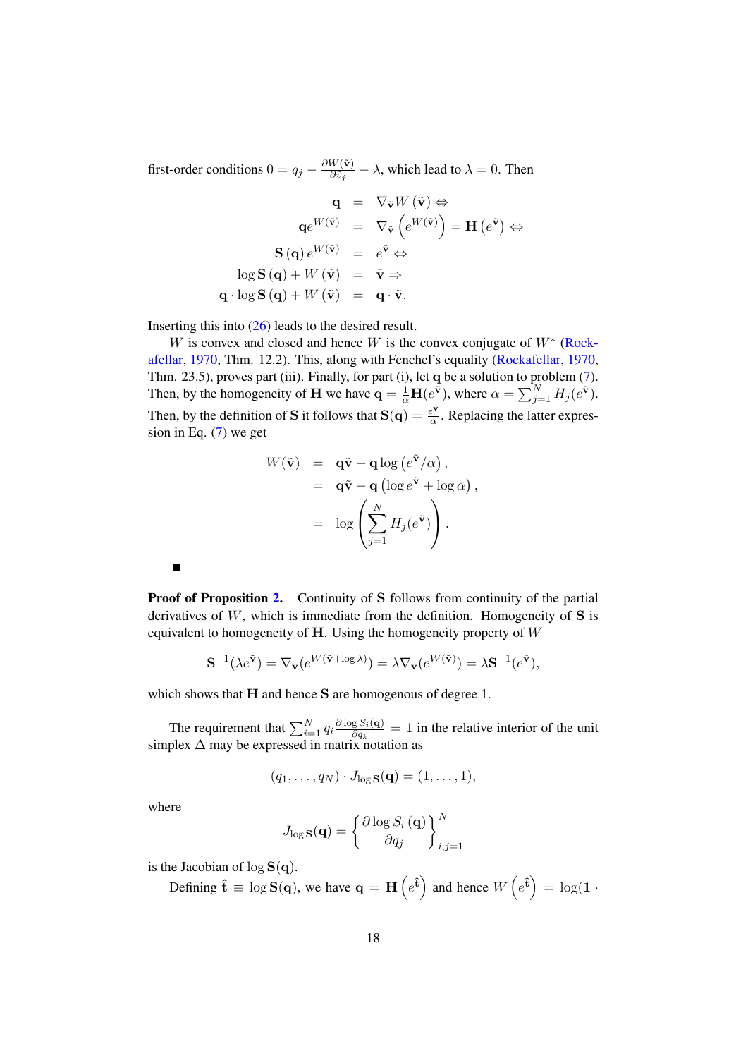first-order conditions $0 = q_j - \frac{\partial W(\tilde{\mathbf{v}})}{\partial \tilde{v}_j} - \lambda$, which lead to $\lambda = 0$. Then

$$
\begin{aligned}
\mathbf{q} &= \nabla_{\tilde{\mathbf{v}}} W(\tilde{\mathbf{v}}) \Leftrightarrow \\
\mathbf{q} e^{W(\tilde{\mathbf{v}})} &= \nabla_{\tilde{\mathbf{v}}} \left( e^{W(\tilde{\mathbf{v}})} \right) = \mathbf{H}\left(e^{\tilde{\mathbf{v}}}\right) \Leftrightarrow \\
\mathbf{S}(\mathbf{q}) e^{W(\tilde{\mathbf{v}})} &= e^{\tilde{\mathbf{v}}} \Leftrightarrow \\
\log \mathbf{S}(\mathbf{q}) + W(\tilde{\mathbf{v}}) &= \tilde{\mathbf{v}} \Rightarrow \\
\mathbf{q} \cdot \log \mathbf{S}(\mathbf{q}) + W(\tilde{\mathbf{v}}) &= \mathbf{q} \cdot \tilde{\mathbf{v}}.
\end{aligned}
$$

Inserting this into (26) leads to the desired result.

$W$ is convex and closed and hence $W$ is the convex conjugate of $W^*$ (Rockafellar, 1970, Thm. 12.2). This, along with Fenchel's equality (Rockafellar, 1970, Thm. 23.5), proves part (iii). Finally, for part (i), let $\mathbf{q}$ be a solution to problem (7). Then, by the homogeneity of $\mathbf{H}$ we have $\mathbf{q} = \frac{1}{\alpha}\mathbf{H}(e^{\tilde{\mathbf{v}}})$, where $\alpha = \sum_{j=1}^{N} H_j(e^{\tilde{\mathbf{v}}})$. Then, by the definition of $\mathbf{S}$ it follows that $\mathbf{S}(\mathbf{q}) = \frac{e^{\tilde{\mathbf{v}}}}{\alpha}$. Replacing the latter expression in Eq. (7) we get

$$
\begin{aligned}
W(\tilde{\mathbf{v}}) &= \mathbf{q}\tilde{\mathbf{v}} - \mathbf{q} \log\left(e^{\tilde{\mathbf{v}}}/\alpha\right), \\
&= \mathbf{q}\tilde{\mathbf{v}} - \mathbf{q}\left(\log e^{\tilde{\mathbf{v}}} + \log \alpha\right), \\
&= \log\left(\sum_{j=1}^{N} H_j(e^{\tilde{\mathbf{v}}})\right).
\end{aligned}
$$

■

**Proof of Proposition 2.** Continuity of $\mathbf{S}$ follows from continuity of the partial derivatives of $W$, which is immediate from the definition. Homogeneity of $\mathbf{S}$ is equivalent to homogeneity of $\mathbf{H}$. Using the homogeneity property of $W$

$$
\mathbf{S}^{-1}(\lambda e^{\tilde{\mathbf{v}}}) = \nabla_{\mathbf{v}}(e^{W(\tilde{\mathbf{v}}+\log\lambda)}) = \lambda \nabla_{\mathbf{v}}(e^{W(\tilde{\mathbf{v}})}) = \lambda \mathbf{S}^{-1}(e^{\tilde{\mathbf{v}}}),
$$

which shows that $\mathbf{H}$ and hence $\mathbf{S}$ are homogenous of degree 1.

The requirement that $\sum_{i=1}^{N} q_i \frac{\partial \log S_i(\mathbf{q})}{\partial q_k} = 1$ in the relative interior of the unit simplex $\Delta$ may be expressed in matrix notation as

$$
(q_1, \ldots, q_N) \cdot J_{\log \mathbf{S}}(\mathbf{q}) = (1, \ldots, 1),
$$

where

$$
J_{\log \mathbf{S}}(\mathbf{q}) = \left\{ \frac{\partial \log S_i(\mathbf{q})}{\partial q_j} \right\}_{i,j=1}^{N}
$$

is the Jacobian of $\log \mathbf{S}(\mathbf{q})$.

Defining $\hat{\mathbf{t}} \equiv \log \mathbf{S}(\mathbf{q})$, we have $\mathbf{q} = \mathbf{H}\left(e^{\hat{\mathbf{t}}}\right)$ and hence $W\left(e^{\hat{\mathbf{t}}}\right) = \log(\mathbf{1} \cdot$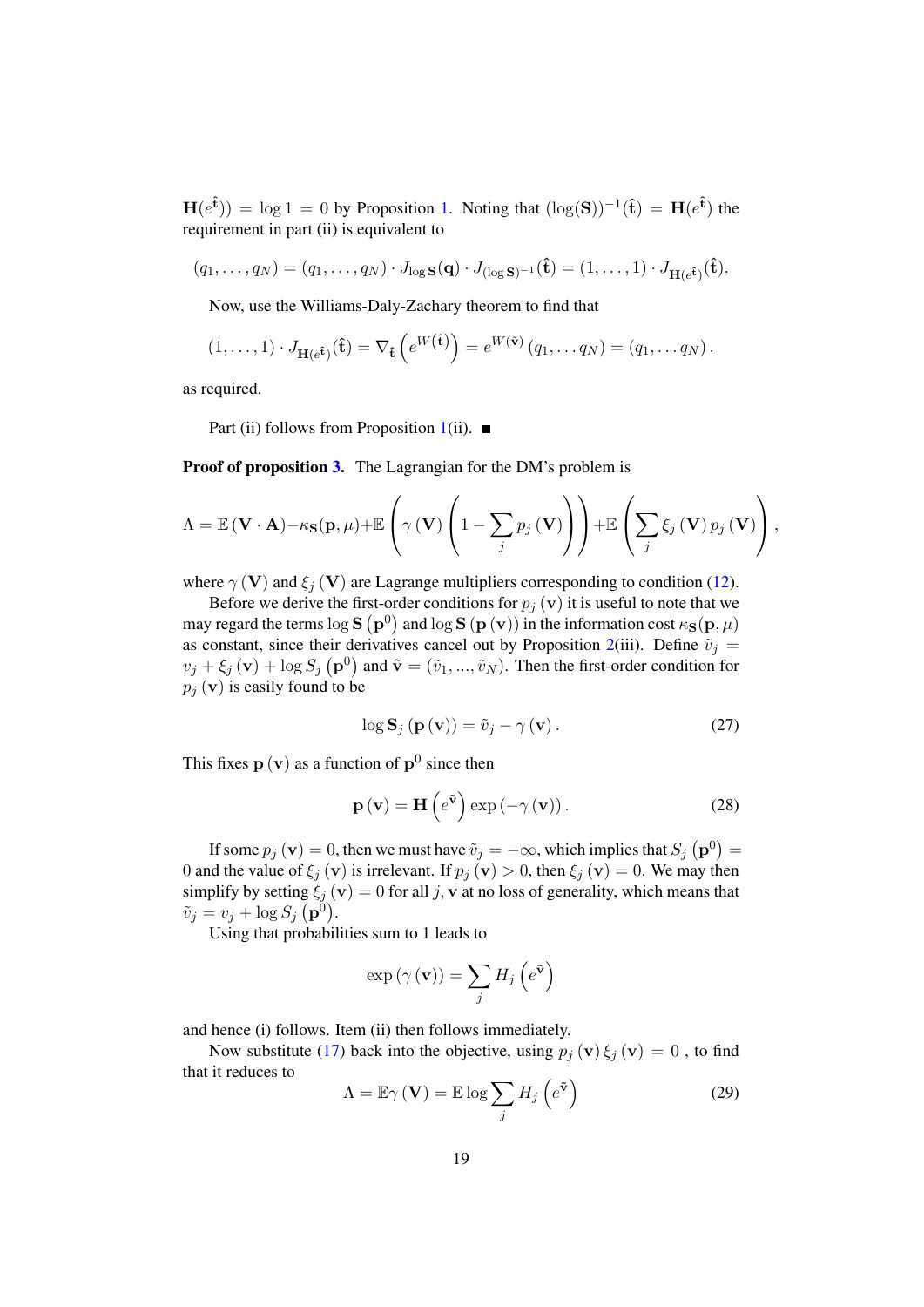$\mathbf{H}(e^{\hat{\mathbf{t}}})) = \log 1 = 0$ by Proposition 1. Noting that $(\log(\mathbf{S}))^{-1}(\hat{\mathbf{t}}) = \mathbf{H}(e^{\hat{\mathbf{t}}})$ the requirement in part (ii) is equivalent to

$$(q_1, \ldots, q_N) = (q_1, \ldots, q_N) \cdot J_{\log \mathbf{S}}(\mathbf{q}) \cdot J_{(\log \mathbf{S})^{-1}}(\hat{\mathbf{t}}) = (1, \ldots, 1) \cdot J_{\mathbf{H}(e^{\hat{\mathbf{t}}})}(\hat{\mathbf{t}}).$$

Now, use the Williams-Daly-Zachary theorem to find that

$$(1, \ldots, 1) \cdot J_{\mathbf{H}(e^{\hat{\mathbf{t}}})}(\hat{\mathbf{t}}) = \nabla_{\hat{\mathbf{t}}} \left( e^{W(\hat{\mathbf{t}})} \right) = e^{W(\tilde{\mathbf{v}})} (q_1, \ldots q_N) = (q_1, \ldots q_N).$$

as required.

Part (ii) follows from Proposition 1(ii). ■

**Proof of proposition 3.** The Lagrangian for the DM's problem is

$$\Lambda = \mathbb{E}(\mathbf{V} \cdot \mathbf{A}) - \kappa_{\mathbf{S}}(\mathbf{p}, \mu) + \mathbb{E}\left( \gamma(\mathbf{V}) \left( 1 - \sum_j p_j(\mathbf{V}) \right) \right) + \mathbb{E}\left( \sum_j \xi_j(\mathbf{V}) \, p_j(\mathbf{V}) \right),$$

where $\gamma(\mathbf{V})$ and $\xi_j(\mathbf{V})$ are Lagrange multipliers corresponding to condition (12).

Before we derive the first-order conditions for $p_j(\mathbf{v})$ it is useful to note that we may regard the terms $\log \mathbf{S}\left(\mathbf{p}^0\right)$ and $\log \mathbf{S}(\mathbf{p}(\mathbf{v}))$ in the information cost $\kappa_{\mathbf{S}}(\mathbf{p}, \mu)$ as constant, since their derivatives cancel out by Proposition 2(iii). Define $\tilde{v}_j = v_j + \xi_j(\mathbf{v}) + \log S_j\left(\mathbf{p}^0\right)$ and $\tilde{\mathbf{v}} = (\tilde{v}_1, ..., \tilde{v}_N)$. Then the first-order condition for $p_j(\mathbf{v})$ is easily found to be

$$\log \mathbf{S}_j(\mathbf{p}(\mathbf{v})) = \tilde{v}_j - \gamma(\mathbf{v}). \tag{27}$$

This fixes $\mathbf{p}(\mathbf{v})$ as a function of $\mathbf{p}^0$ since then

$$\mathbf{p}(\mathbf{v}) = \mathbf{H}\left(e^{\tilde{\mathbf{v}}}\right) \exp(-\gamma(\mathbf{v})). \tag{28}$$

If some $p_j(\mathbf{v}) = 0$, then we must have $\tilde{v}_j = -\infty$, which implies that $S_j\left(\mathbf{p}^0\right) = 0$ and the value of $\xi_j(\mathbf{v})$ is irrelevant. If $p_j(\mathbf{v}) > 0$, then $\xi_j(\mathbf{v}) = 0$. We may then simplify by setting $\xi_j(\mathbf{v}) = 0$ for all $j$, $\mathbf{v}$ at no loss of generality, which means that $\tilde{v}_j = v_j + \log S_j\left(\mathbf{p}^0\right)$.

Using that probabilities sum to 1 leads to

$$\exp(\gamma(\mathbf{v})) = \sum_j H_j\left(e^{\tilde{\mathbf{v}}}\right)$$

and hence (i) follows. Item (ii) then follows immediately.

Now substitute (17) back into the objective, using $p_j(\mathbf{v}) \xi_j(\mathbf{v}) = 0$ , to find that it reduces to

$$\Lambda = \mathbb{E}\gamma(\mathbf{V}) = \mathbb{E} \log \sum_j H_j\left(e^{\tilde{\mathbf{v}}}\right) \tag{29}$$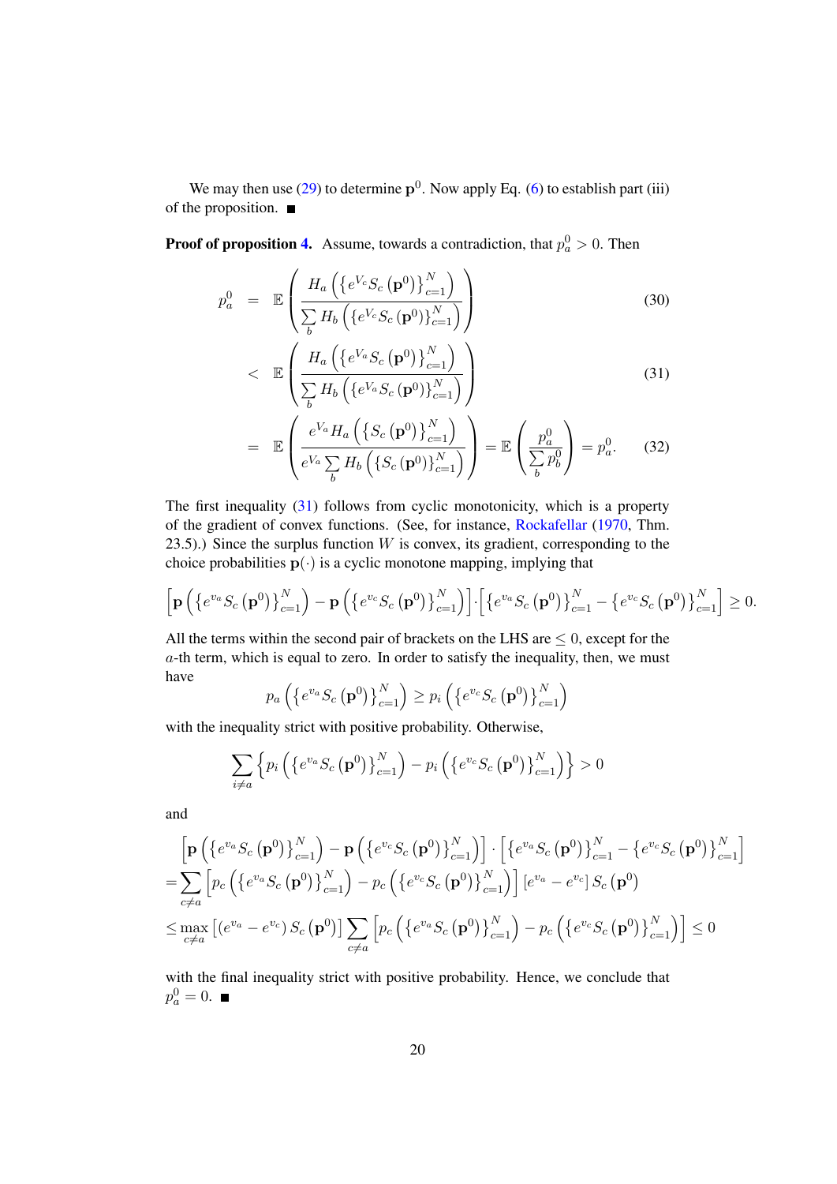We may then use (29) to determine $\mathbf{p}^0$. Now apply Eq. (6) to establish part (iii) of the proposition. ■

**Proof of proposition 4.** Assume, towards a contradiction, that $p_a^0 > 0$. Then

$$
\begin{aligned}
p_a^0 &= \mathbb{E}\left( \frac{H_a\left(\left\{e^{V_c} S_c\left(\mathbf{p}^0\right)\right\}_{c=1}^N\right)}{\sum_b H_b\left(\left\{e^{V_c} S_c\left(\mathbf{p}^0\right)\right\}_{c=1}^N\right)} \right) &\quad (30)\\
&< \mathbb{E}\left( \frac{H_a\left(\left\{e^{V_a} S_c\left(\mathbf{p}^0\right)\right\}_{c=1}^N\right)}{\sum_b H_b\left(\left\{e^{V_a} S_c\left(\mathbf{p}^0\right)\right\}_{c=1}^N\right)} \right) &\quad (31)\\
&= \mathbb{E}\left( \frac{e^{V_a} H_a\left(\left\{S_c\left(\mathbf{p}^0\right)\right\}_{c=1}^N\right)}{e^{V_a}\sum_b H_b\left(\left\{S_c\left(\mathbf{p}^0\right)\right\}_{c=1}^N\right)} \right) = \mathbb{E}\left(\frac{p_a^0}{\sum_b p_b^0}\right) = p_a^0. &\quad (32)
\end{aligned}
$$

The first inequality (31) follows from cyclic monotonicity, which is a property of the gradient of convex functions. (See, for instance, Rockafellar (1970, Thm. 23.5).) Since the surplus function $W$ is convex, its gradient, corresponding to the choice probabilities $\mathbf{p}(\cdot)$ is a cyclic monotone mapping, implying that

$$
\left[\mathbf{p}\left(\left\{e^{v_a} S_c\left(\mathbf{p}^0\right)\right\}_{c=1}^N\right) - \mathbf{p}\left(\left\{e^{v_c} S_c\left(\mathbf{p}^0\right)\right\}_{c=1}^N\right)\right] \cdot \left[\left\{e^{v_a} S_c\left(\mathbf{p}^0\right)\right\}_{c=1}^N - \left\{e^{v_c} S_c\left(\mathbf{p}^0\right)\right\}_{c=1}^N\right] \geq 0.
$$

All the terms within the second pair of brackets on the LHS are $\leq 0$, except for the $a$-th term, which is equal to zero. In order to satisfy the inequality, then, we must have

$$
p_a\left(\left\{e^{v_a} S_c\left(\mathbf{p}^0\right)\right\}_{c=1}^N\right) \geq p_i\left(\left\{e^{v_c} S_c\left(\mathbf{p}^0\right)\right\}_{c=1}^N\right)
$$

with the inequality strict with positive probability. Otherwise,

$$
\sum_{i \neq a}\left\{p_i\left(\left\{e^{v_a} S_c\left(\mathbf{p}^0\right)\right\}_{c=1}^N\right) - p_i\left(\left\{e^{v_c} S_c\left(\mathbf{p}^0\right)\right\}_{c=1}^N\right)\right\} > 0
$$

and

$$
\begin{aligned}
&\left[\mathbf{p}\left(\left\{e^{v_a} S_c\left(\mathbf{p}^0\right)\right\}_{c=1}^N\right) - \mathbf{p}\left(\left\{e^{v_c} S_c\left(\mathbf{p}^0\right)\right\}_{c=1}^N\right)\right] \cdot \left[\left\{e^{v_a} S_c\left(\mathbf{p}^0\right)\right\}_{c=1}^N - \left\{e^{v_c} S_c\left(\mathbf{p}^0\right)\right\}_{c=1}^N\right] \\
&= \sum_{c \neq a}\left[p_c\left(\left\{e^{v_a} S_c\left(\mathbf{p}^0\right)\right\}_{c=1}^N\right) - p_c\left(\left\{e^{v_c} S_c\left(\mathbf{p}^0\right)\right\}_{c=1}^N\right)\right]\left[e^{v_a} - e^{v_c}\right] S_c\left(\mathbf{p}^0\right) \\
&\leq \max_{c \neq a}\left[\left(e^{v_a} - e^{v_c}\right) S_c\left(\mathbf{p}^0\right)\right] \sum_{c \neq a}\left[p_c\left(\left\{e^{v_a} S_c\left(\mathbf{p}^0\right)\right\}_{c=1}^N\right) - p_c\left(\left\{e^{v_c} S_c\left(\mathbf{p}^0\right)\right\}_{c=1}^N\right)\right] \leq 0
\end{aligned}
$$

with the final inequality strict with positive probability. Hence, we conclude that $p_a^0 = 0$. ■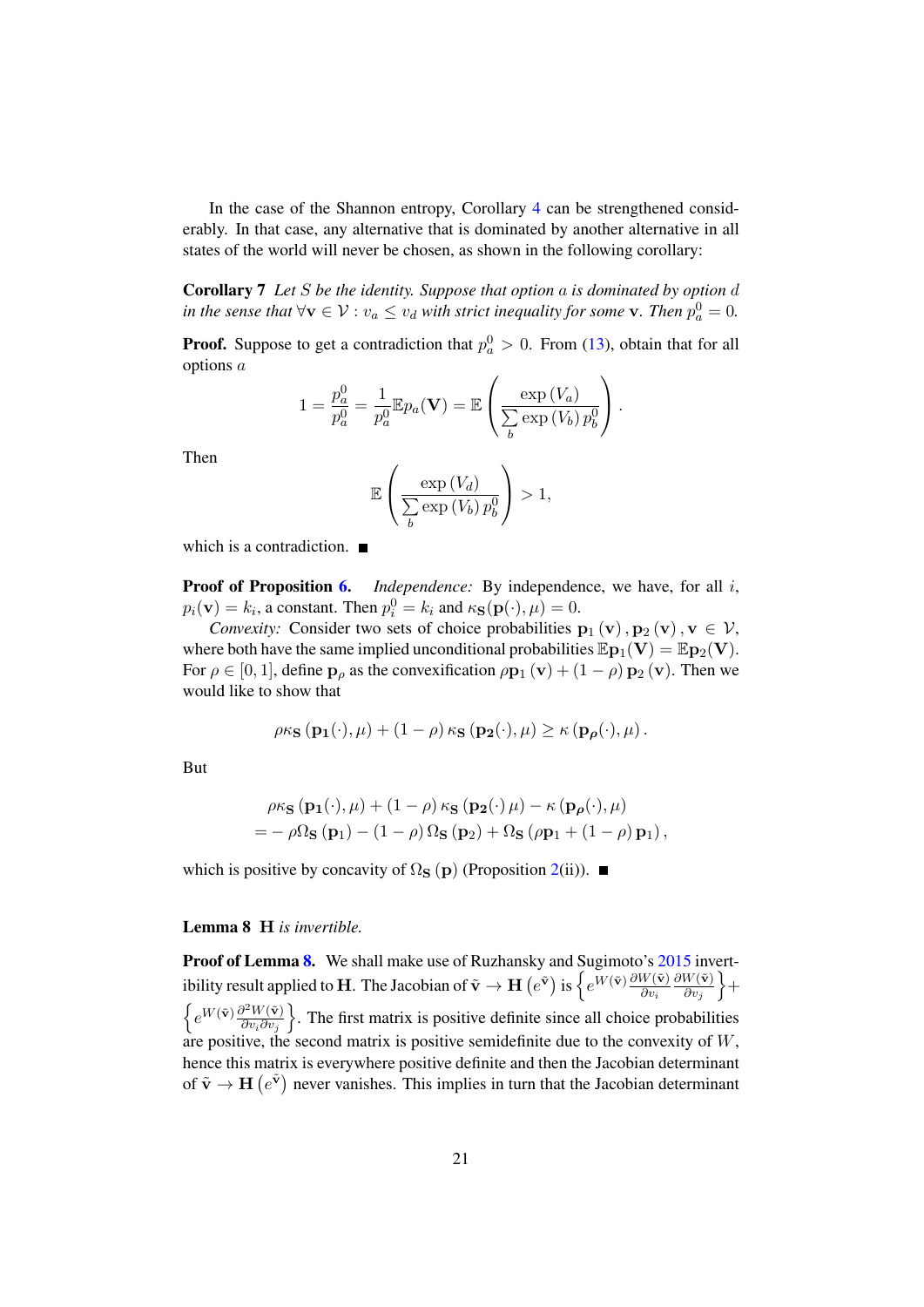In the case of the Shannon entropy, Corollary 4 can be strengthened considerably. In that case, any alternative that is dominated by another alternative in all states of the world will never be chosen, as shown in the following corollary:

**Corollary 7** *Let $S$ be the identity. Suppose that option $a$ is dominated by option $d$ in the sense that $\forall \mathbf{v} \in \mathcal{V} : v_a \leq v_d$ with strict inequality for some $\mathbf{v}$. Then $p_a^0 = 0$.*

**Proof.** Suppose to get a contradiction that $p_a^0 > 0$. From (13), obtain that for all options $a$

$$1 = \frac{p_a^0}{p_a^0} = \frac{1}{p_a^0}\mathbb{E}p_a(\mathbf{V}) = \mathbb{E}\left(\frac{\exp\left(V_a\right)}{\sum_b \exp\left(V_b\right) p_b^0}\right).$$

Then

$$\mathbb{E}\left(\frac{\exp\left(V_d\right)}{\sum_b \exp\left(V_b\right) p_b^0}\right) > 1,$$

which is a contradiction. ■

**Proof of Proposition 6.** *Independence:* By independence, we have, for all $i$, $p_i(\mathbf{v}) = k_i$, a constant. Then $p_i^0 = k_i$ and $\kappa_{\mathbf{S}}(\mathbf{p}(\cdot), \mu) = 0$.

*Convexity:* Consider two sets of choice probabilities $\mathbf{p}_1(\mathbf{v}), \mathbf{p}_2(\mathbf{v}), \mathbf{v} \in \mathcal{V}$, where both have the same implied unconditional probabilities $\mathbb{E}\mathbf{p}_1(\mathbf{V}) = \mathbb{E}\mathbf{p}_2(\mathbf{V})$. For $\rho \in [0, 1]$, define $\mathbf{p}_\rho$ as the convexification $\rho\mathbf{p}_1(\mathbf{v}) + (1-\rho)\mathbf{p}_2(\mathbf{v})$. Then we would like to show that

$$\rho\kappa_{\mathbf{S}}\left(\mathbf{p_1}(\cdot), \mu\right) + (1-\rho)\,\kappa_{\mathbf{S}}\left(\mathbf{p_2}(\cdot), \mu\right) \geq \kappa\left(\mathbf{p}_{\boldsymbol{\rho}}(\cdot), \mu\right).$$

But

$$\begin{aligned}
&\rho\kappa_{\mathbf{S}}\left(\mathbf{p_1}(\cdot), \mu\right) + (1-\rho)\,\kappa_{\mathbf{S}}\left(\mathbf{p_2}(\cdot)\, \mu\right) - \kappa\left(\mathbf{p}_{\boldsymbol{\rho}}(\cdot), \mu\right) \\
&= -\rho\Omega_{\mathbf{S}}\left(\mathbf{p}_1\right) - (1-\rho)\,\Omega_{\mathbf{S}}\left(\mathbf{p}_2\right) + \Omega_{\mathbf{S}}\left(\rho\mathbf{p}_1 + (1-\rho)\,\mathbf{p}_1\right),
\end{aligned}$$

which is positive by concavity of $\Omega_{\mathbf{S}}(\mathbf{p})$ (Proposition 2(ii)). ■

**Lemma 8** $\mathbf{H}$ *is invertible.*

**Proof of Lemma 8.** We shall make use of Ruzhansky and Sugimoto's 2015 invertibility result applied to $\mathbf{H}$. The Jacobian of $\tilde{\mathbf{v}} \to \mathbf{H}\left(e^{\tilde{\mathbf{v}}}\right)$ is $\left\{e^{W(\tilde{\mathbf{v}})}\frac{\partial W(\tilde{\mathbf{v}})}{\partial v_i}\frac{\partial W(\tilde{\mathbf{v}})}{\partial v_j}\right\} + \left\{e^{W(\tilde{\mathbf{v}})}\frac{\partial^2 W(\tilde{\mathbf{v}})}{\partial v_i \partial v_j}\right\}$. The first matrix is positive definite since all choice probabilities are positive, the second matrix is positive semidefinite due to the convexity of $W$, hence this matrix is everywhere positive definite and then the Jacobian determinant of $\tilde{\mathbf{v}} \to \mathbf{H}\left(e^{\tilde{\mathbf{v}}}\right)$ never vanishes. This implies in turn that the Jacobian determinant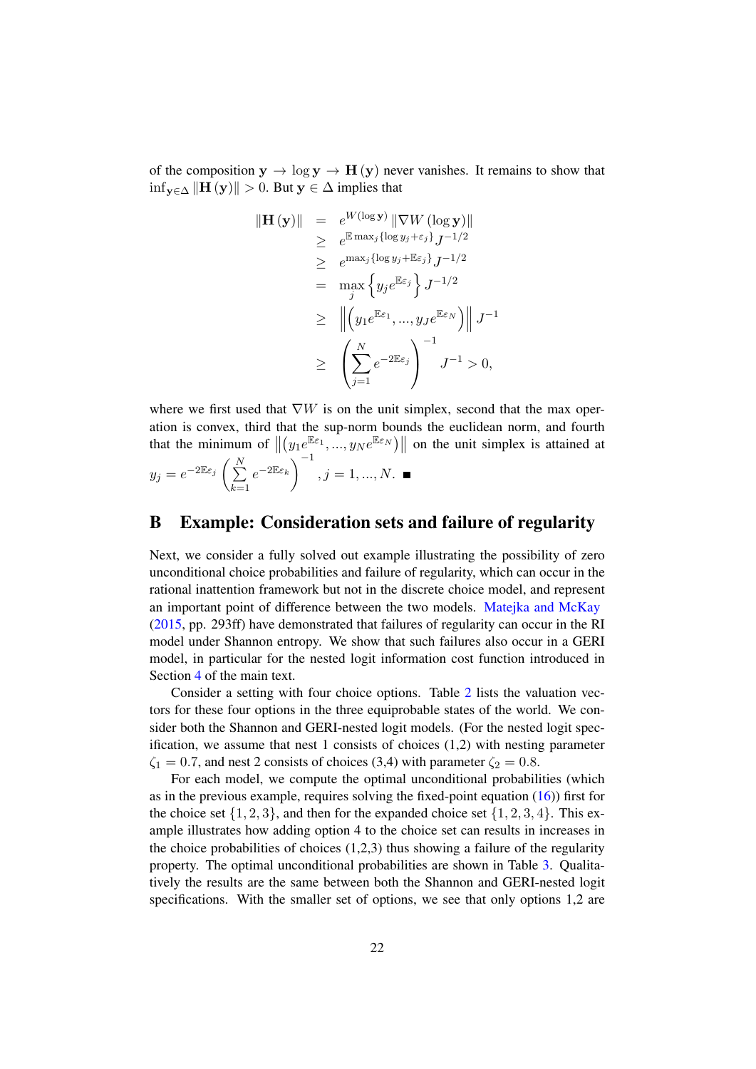of the composition $\mathbf{y} \to \log \mathbf{y} \to \mathbf{H}(\mathbf{y})$ never vanishes. It remains to show that $\inf_{\mathbf{y}\in\Delta} \|\mathbf{H}(\mathbf{y})\| > 0$. But $\mathbf{y} \in \Delta$ implies that

$$
\begin{aligned}
\|\mathbf{H}(\mathbf{y})\| &= e^{W(\log \mathbf{y})} \|\nabla W(\log \mathbf{y})\| \\
&\geq e^{\mathbb{E}\max_j\{\log y_j + \varepsilon_j\}} J^{-1/2} \\
&\geq e^{\max_j\{\log y_j + \mathbb{E}\varepsilon_j\}} J^{-1/2} \\
&= \max_j \left\{ y_j e^{\mathbb{E}\varepsilon_j} \right\} J^{-1/2} \\
&\geq \left\| \left( y_1 e^{\mathbb{E}\varepsilon_1}, ..., y_J e^{\mathbb{E}\varepsilon_N} \right) \right\| J^{-1} \\
&\geq \left( \sum_{j=1}^{N} e^{-2\mathbb{E}\varepsilon_j} \right)^{-1} J^{-1} > 0,
\end{aligned}
$$

where we first used that $\nabla W$ is on the unit simplex, second that the max operation is convex, third that the sup-norm bounds the euclidean norm, and fourth that the minimum of $\left\| \left( y_1 e^{\mathbb{E}\varepsilon_1}, ..., y_N e^{\mathbb{E}\varepsilon_N} \right) \right\|$ on the unit simplex is attained at $y_j = e^{-2\mathbb{E}\varepsilon_j} \left( \sum_{k=1}^{N} e^{-2\mathbb{E}\varepsilon_k} \right)^{-1}, j = 1, ..., N.$ ■

# B Example: Consideration sets and failure of regularity

Next, we consider a fully solved out example illustrating the possibility of zero unconditional choice probabilities and failure of regularity, which can occur in the rational inattention framework but not in the discrete choice model, and represent an important point of difference between the two models. Matejka and McKay (2015, pp. 293ff) have demonstrated that failures of regularity can occur in the RI model under Shannon entropy. We show that such failures also occur in a GERI model, in particular for the nested logit information cost function introduced in Section 4 of the main text.

Consider a setting with four choice options. Table 2 lists the valuation vectors for these four options in the three equiprobable states of the world. We consider both the Shannon and GERI-nested logit models. (For the nested logit specification, we assume that nest 1 consists of choices (1,2) with nesting parameter $\zeta_1 = 0.7$, and nest 2 consists of choices (3,4) with parameter $\zeta_2 = 0.8$.

For each model, we compute the optimal unconditional probabilities (which as in the previous example, requires solving the fixed-point equation (16)) first for the choice set $\{1, 2, 3\}$, and then for the expanded choice set $\{1, 2, 3, 4\}$. This example illustrates how adding option 4 to the choice set can results in increases in the choice probabilities of choices (1,2,3) thus showing a failure of the regularity property. The optimal unconditional probabilities are shown in Table 3. Qualitatively the results are the same between both the Shannon and GERI-nested logit specifications. With the smaller set of options, we see that only options 1,2 are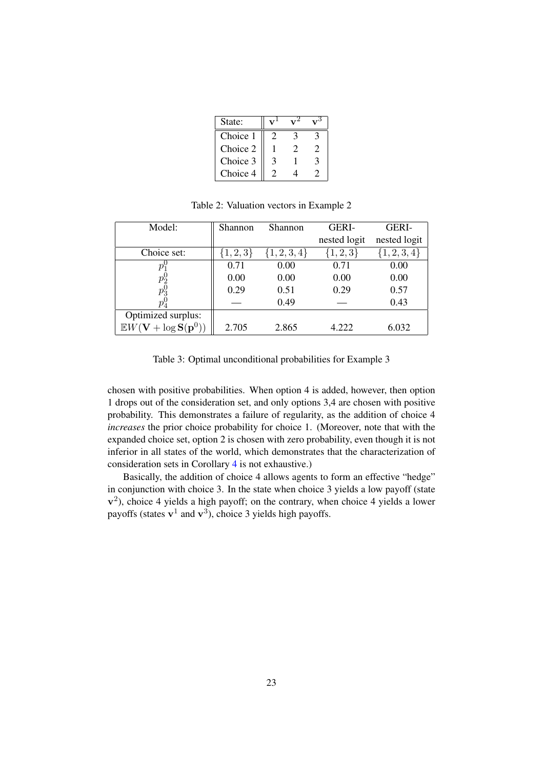| State: | $\mathbf{v}^1$ | $\mathbf{v}^2$ | $\mathbf{v}^3$ |
|---|---|---|---|
| Choice 1 | 2 | 3 | 3 |
| Choice 2 | 1 | 2 | 2 |
| Choice 3 | 3 | 1 | 3 |
| Choice 4 | 2 | 4 | 2 |

Table 2: Valuation vectors in Example 2

| Model: | Shannon | Shannon | GERI-nested logit | GERI-nested logit |
|---|---|---|---|---|
| Choice set: | $\{1,2,3\}$ | $\{1,2,3,4\}$ | $\{1,2,3\}$ | $\{1,2,3,4\}$ |
| $p_1^0$ | 0.71 | 0.00 | 0.71 | 0.00 |
| $p_2^0$ | 0.00 | 0.00 | 0.00 | 0.00 |
| $p_3^0$ | 0.29 | 0.51 | 0.29 | 0.57 |
| $p_4^0$ | — | 0.49 | — | 0.43 |
| Optimized surplus: $\mathbb{E}W(\mathbf{V} + \log \mathbf{S}(\mathbf{p}^0))$ | 2.705 | 2.865 | 4.222 | 6.032 |

Table 3: Optimal unconditional probabilities for Example 3

chosen with positive probabilities. When option 4 is added, however, then option 1 drops out of the consideration set, and only options 3,4 are chosen with positive probability. This demonstrates a failure of regularity, as the addition of choice 4 *increases* the prior choice probability for choice 1. (Moreover, note that with the expanded choice set, option 2 is chosen with zero probability, even though it is not inferior in all states of the world, which demonstrates that the characterization of consideration sets in Corollary 4 is not exhaustive.)

Basically, the addition of choice 4 allows agents to form an effective "hedge" in conjunction with choice 3. In the state when choice 3 yields a low payoff (state $\mathbf{v}^2$), choice 4 yields a high payoff; on the contrary, when choice 4 yields a lower payoffs (states $\mathbf{v}^1$ and $\mathbf{v}^3$), choice 3 yields high payoffs.